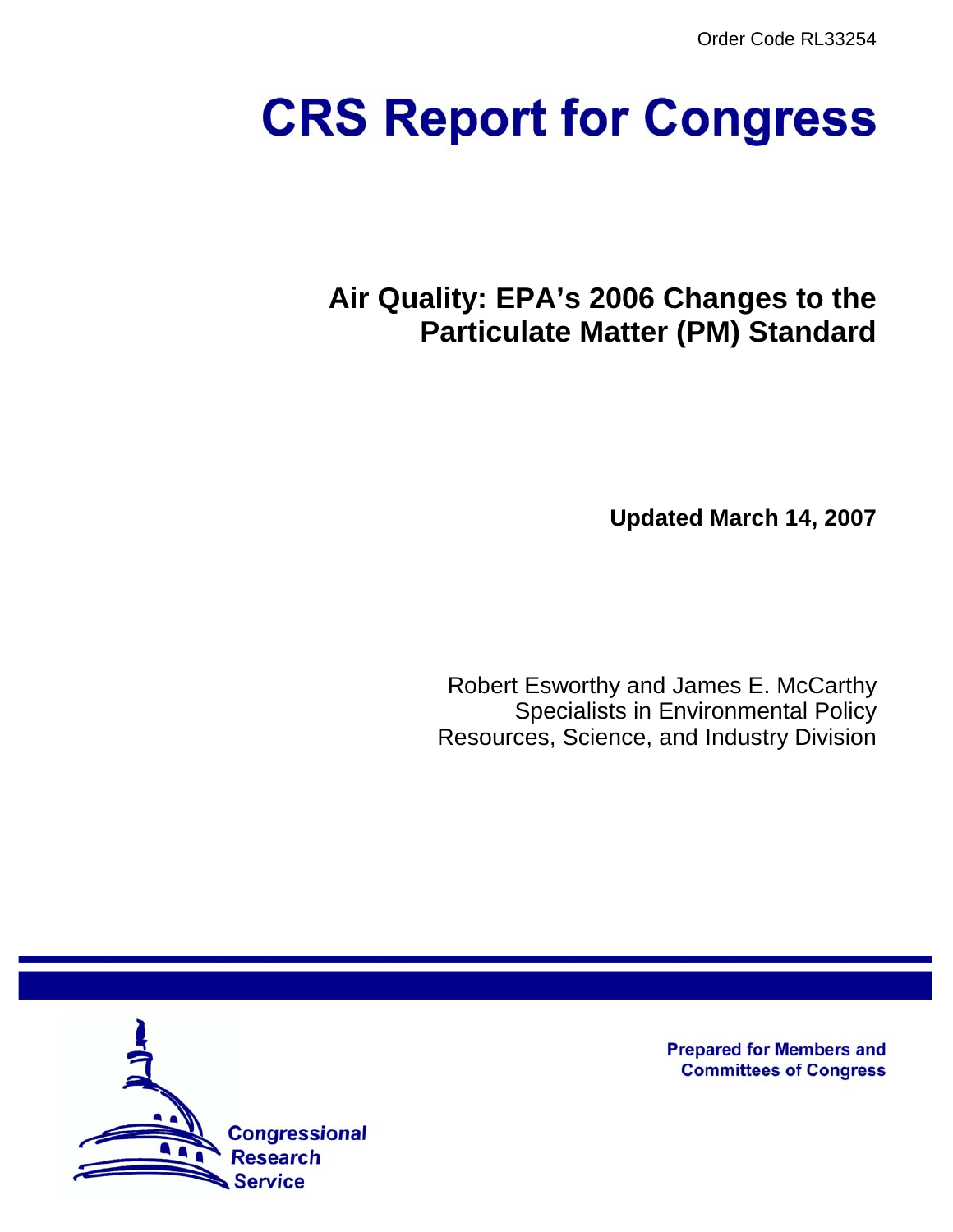Order Code RL33254

# CRS Report for Congress

## Air Quality: EPA's 2006 Changes to the Particulate Matter (PM) Standard

**Updated March 14, 2007**

Robert Esworthy and James E. McCarthy
Specialists in Environmental Policy
Resources, Science, and Industry Division

Prepared for Members and Committees of Congress

Congressional Research Service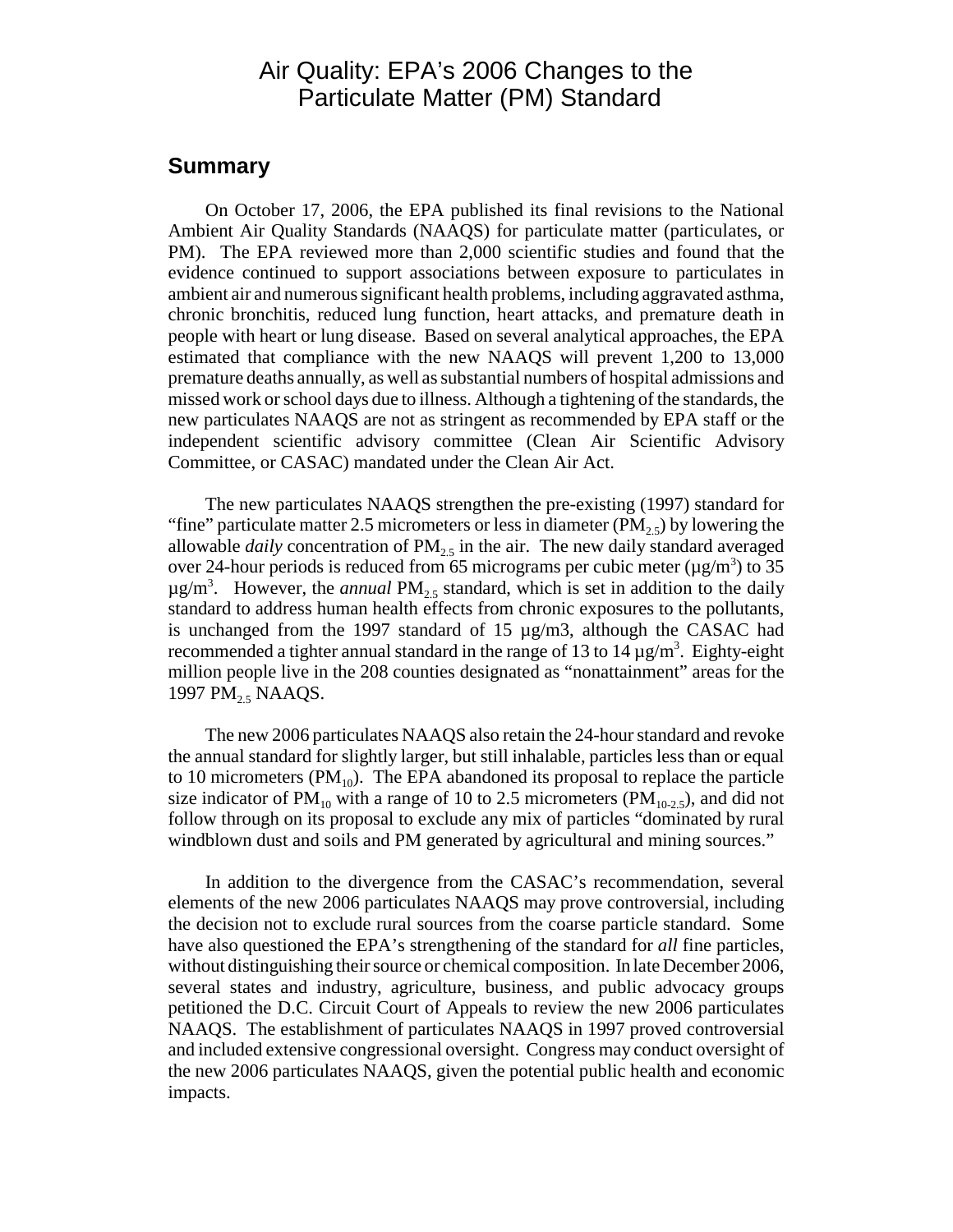# Air Quality: EPA's 2006 Changes to the Particulate Matter (PM) Standard

## Summary

On October 17, 2006, the EPA published its final revisions to the National Ambient Air Quality Standards (NAAQS) for particulate matter (particulates, or PM). The EPA reviewed more than 2,000 scientific studies and found that the evidence continued to support associations between exposure to particulates in ambient air and numerous significant health problems, including aggravated asthma, chronic bronchitis, reduced lung function, heart attacks, and premature death in people with heart or lung disease. Based on several analytical approaches, the EPA estimated that compliance with the new NAAQS will prevent 1,200 to 13,000 premature deaths annually, as well as substantial numbers of hospital admissions and missed work or school days due to illness. Although a tightening of the standards, the new particulates NAAQS are not as stringent as recommended by EPA staff or the independent scientific advisory committee (Clean Air Scientific Advisory Committee, or CASAC) mandated under the Clean Air Act.

The new particulates NAAQS strengthen the pre-existing (1997) standard for "fine" particulate matter 2.5 micrometers or less in diameter ($PM_{2.5}$) by lowering the allowable *daily* concentration of $PM_{2.5}$ in the air. The new daily standard averaged over 24-hour periods is reduced from 65 micrograms per cubic meter ($\mu g/m^3$) to 35 $\mu g/m^3$. However, the *annual* $PM_{2.5}$ standard, which is set in addition to the daily standard to address human health effects from chronic exposures to the pollutants, is unchanged from the 1997 standard of 15 µg/m3, although the CASAC had recommended a tighter annual standard in the range of 13 to 14 $\mu g/m^3$. Eighty-eight million people live in the 208 counties designated as "nonattainment" areas for the 1997 $PM_{2.5}$ NAAQS.

The new 2006 particulates NAAQS also retain the 24-hour standard and revoke the annual standard for slightly larger, but still inhalable, particles less than or equal to 10 micrometers ($PM_{10}$). The EPA abandoned its proposal to replace the particle size indicator of $PM_{10}$ with a range of 10 to 2.5 micrometers ($PM_{10\text{-}2.5}$), and did not follow through on its proposal to exclude any mix of particles "dominated by rural windblown dust and soils and PM generated by agricultural and mining sources."

In addition to the divergence from the CASAC's recommendation, several elements of the new 2006 particulates NAAQS may prove controversial, including the decision not to exclude rural sources from the coarse particle standard. Some have also questioned the EPA's strengthening of the standard for *all* fine particles, without distinguishing their source or chemical composition. In late December 2006, several states and industry, agriculture, business, and public advocacy groups petitioned the D.C. Circuit Court of Appeals to review the new 2006 particulates NAAQS. The establishment of particulates NAAQS in 1997 proved controversial and included extensive congressional oversight. Congress may conduct oversight of the new 2006 particulates NAAQS, given the potential public health and economic impacts.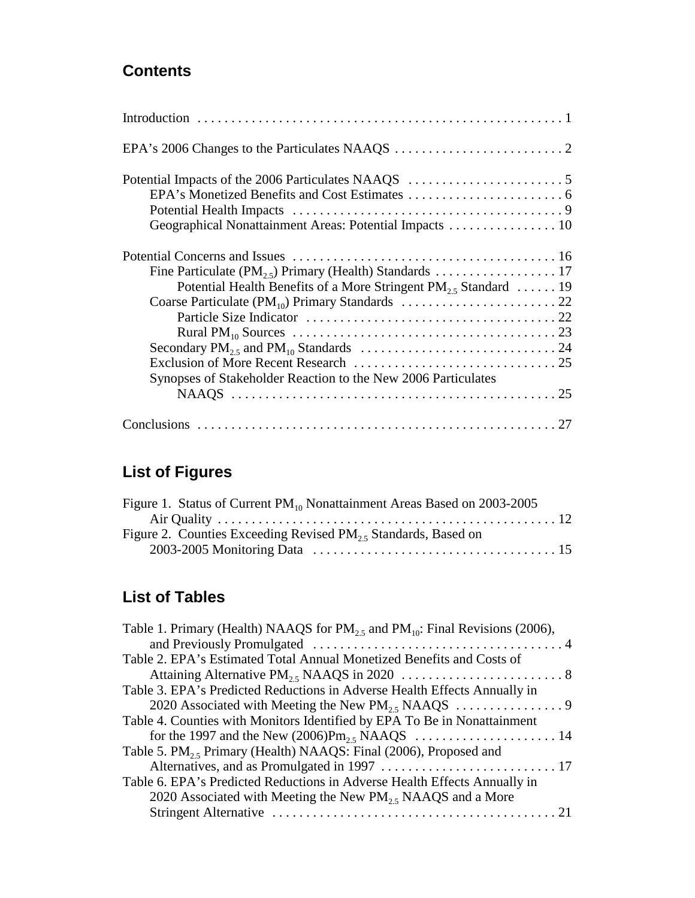## Contents

Introduction . . . . . . . . . . . . . . . . . . . . . . . . . . . . . . . . . . . . . . . . . . . . . . . . . . . . . . 1

EPA's 2006 Changes to the Particulates NAAQS . . . . . . . . . . . . . . . . . . . . . . . . . 2

Potential Impacts of the 2006 Particulates NAAQS . . . . . . . . . . . . . . . . . . . . . . . 5
- EPA's Monetized Benefits and Cost Estimates . . . . . . . . . . . . . . . . . . . . . . . 6
- Potential Health Impacts . . . . . . . . . . . . . . . . . . . . . . . . . . . . . . . . . . . . . . . 9
- Geographical Nonattainment Areas: Potential Impacts . . . . . . . . . . . . . . . . 10

Potential Concerns and Issues . . . . . . . . . . . . . . . . . . . . . . . . . . . . . . . . . . . . . . . 16
- Fine Particulate ($PM_{2.5}$) Primary (Health) Standards . . . . . . . . . . . . . . . . . . 17
  - Potential Health Benefits of a More Stringent $PM_{2.5}$ Standard . . . . . . 19
- Coarse Particulate ($PM_{10}$) Primary Standards . . . . . . . . . . . . . . . . . . . . . . . 22
  - Particle Size Indicator . . . . . . . . . . . . . . . . . . . . . . . . . . . . . . . . . . . . . 22
  - Rural $PM_{10}$ Sources . . . . . . . . . . . . . . . . . . . . . . . . . . . . . . . . . . . . . . 23
- Secondary $PM_{2.5}$ and $PM_{10}$ Standards . . . . . . . . . . . . . . . . . . . . . . . . . . . . 24
- Exclusion of More Recent Research . . . . . . . . . . . . . . . . . . . . . . . . . . . . . . 25
- Synopses of Stakeholder Reaction to the New 2006 Particulates NAAQS . . . . . . . . . . . . . . . . . . . . . . . . . . . . . . . . . . . . . . . . . . . . . . . . 25

Conclusions . . . . . . . . . . . . . . . . . . . . . . . . . . . . . . . . . . . . . . . . . . . . . . . . . . . . . 27

## List of Figures

Figure 1. Status of Current $PM_{10}$ Nonattainment Areas Based on 2003-2005 Air Quality . . . . . . . . . . . . . . . . . . . . . . . . . . . . . . . . . . . . . . . . . . . . . . . . . . . 12

Figure 2. Counties Exceeding Revised $PM_{2.5}$ Standards, Based on 2003-2005 Monitoring Data . . . . . . . . . . . . . . . . . . . . . . . . . . . . . . . . . . . . 15

## List of Tables

Table 1. Primary (Health) NAAQS for $PM_{2.5}$ and $PM_{10}$: Final Revisions (2006), and Previously Promulgated . . . . . . . . . . . . . . . . . . . . . . . . . . . . . . . . . . . . . 4

Table 2. EPA's Estimated Total Annual Monetized Benefits and Costs of Attaining Alternative $PM_{2.5}$ NAAQS in 2020 . . . . . . . . . . . . . . . . . . . . . . . . 8

Table 3. EPA's Predicted Reductions in Adverse Health Effects Annually in 2020 Associated with Meeting the New $PM_{2.5}$ NAAQS . . . . . . . . . . . . . . . . 9

Table 4. Counties with Monitors Identified by EPA To Be in Nonattainment for the 1997 and the New (2006)$Pm_{2.5}$ NAAQS . . . . . . . . . . . . . . . . . . . . . 14

Table 5. $PM_{2.5}$ Primary (Health) NAAQS: Final (2006), Proposed and Alternatives, and as Promulgated in 1997 . . . . . . . . . . . . . . . . . . . . . . . . . . 17

Table 6. EPA's Predicted Reductions in Adverse Health Effects Annually in 2020 Associated with Meeting the New $PM_{2.5}$ NAAQS and a More Stringent Alternative . . . . . . . . . . . . . . . . . . . . . . . . . . . . . . . . . . . . . . . . . . 21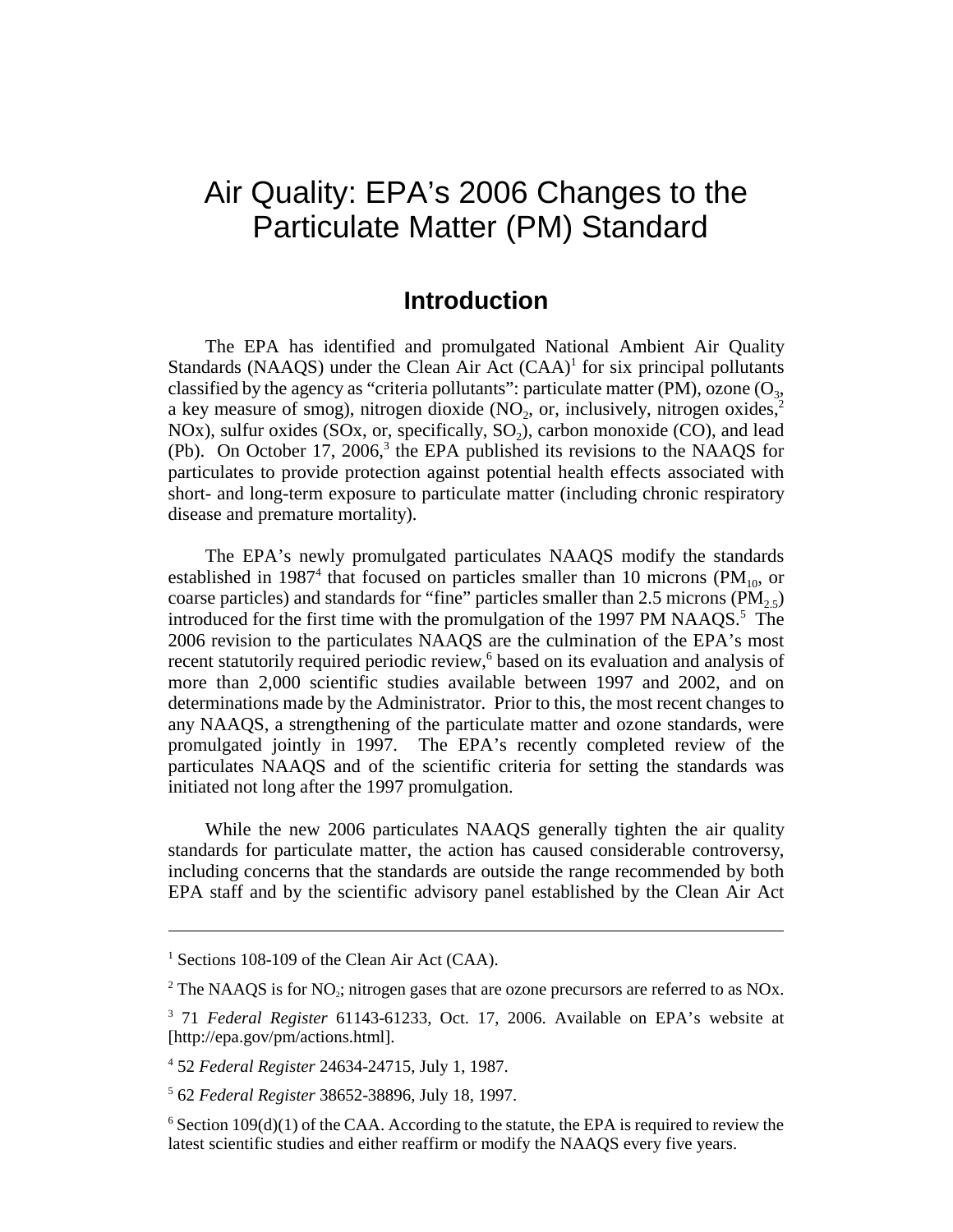# Air Quality: EPA's 2006 Changes to the Particulate Matter (PM) Standard

## Introduction

The EPA has identified and promulgated National Ambient Air Quality Standards (NAAQS) under the Clean Air Act (CAA)[1] for six principal pollutants classified by the agency as "criteria pollutants": particulate matter (PM), ozone ($O_3$, a key measure of smog), nitrogen dioxide ($NO_2$, or, inclusively, nitrogen oxides,[2] NOx), sulfur oxides (SOx, or, specifically, $SO_2$), carbon monoxide (CO), and lead (Pb). On October 17, 2006,[3] the EPA published its revisions to the NAAQS for particulates to provide protection against potential health effects associated with short- and long-term exposure to particulate matter (including chronic respiratory disease and premature mortality).

The EPA's newly promulgated particulates NAAQS modify the standards established in 1987[4] that focused on particles smaller than 10 microns ($PM_{10}$, or coarse particles) and standards for "fine" particles smaller than 2.5 microns ($PM_{2.5}$) introduced for the first time with the promulgation of the 1997 PM NAAQS.[5] The 2006 revision to the particulates NAAQS are the culmination of the EPA's most recent statutorily required periodic review,[6] based on its evaluation and analysis of more than 2,000 scientific studies available between 1997 and 2002, and on determinations made by the Administrator. Prior to this, the most recent changes to any NAAQS, a strengthening of the particulate matter and ozone standards, were promulgated jointly in 1997. The EPA's recently completed review of the particulates NAAQS and of the scientific criteria for setting the standards was initiated not long after the 1997 promulgation.

While the new 2006 particulates NAAQS generally tighten the air quality standards for particulate matter, the action has caused considerable controversy, including concerns that the standards are outside the range recommended by both EPA staff and by the scientific advisory panel established by the Clean Air Act

---

[1] Sections 108-109 of the Clean Air Act (CAA).

[2] The NAAQS is for $NO_2$; nitrogen gases that are ozone precursors are referred to as NOx.

[3] 71 *Federal Register* 61143-61233, Oct. 17, 2006. Available on EPA's website at [http://epa.gov/pm/actions.html].

[4] 52 *Federal Register* 24634-24715, July 1, 1987.

[5] 62 *Federal Register* 38652-38896, July 18, 1997.

[6] Section 109(d)(1) of the CAA. According to the statute, the EPA is required to review the latest scientific studies and either reaffirm or modify the NAAQS every five years.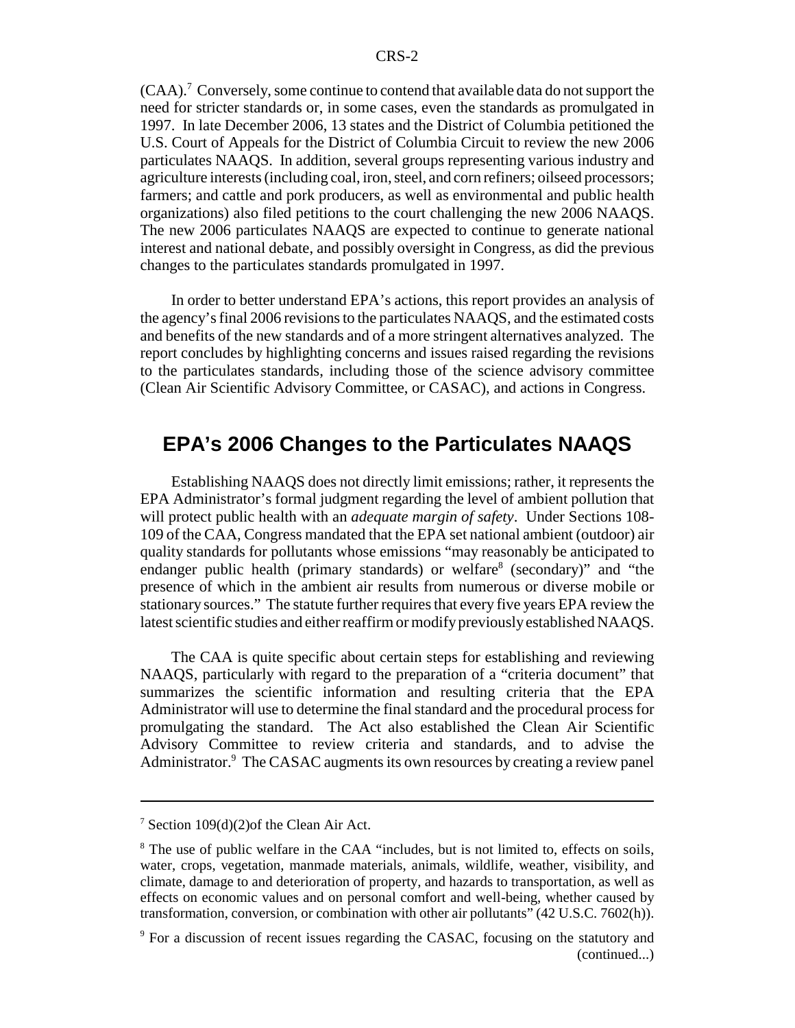(CAA).[7] Conversely, some continue to contend that available data do not support the need for stricter standards or, in some cases, even the standards as promulgated in 1997. In late December 2006, 13 states and the District of Columbia petitioned the U.S. Court of Appeals for the District of Columbia Circuit to review the new 2006 particulates NAAQS. In addition, several groups representing various industry and agriculture interests (including coal, iron, steel, and corn refiners; oilseed processors; farmers; and cattle and pork producers, as well as environmental and public health organizations) also filed petitions to the court challenging the new 2006 NAAQS. The new 2006 particulates NAAQS are expected to continue to generate national interest and national debate, and possibly oversight in Congress, as did the previous changes to the particulates standards promulgated in 1997.

In order to better understand EPA's actions, this report provides an analysis of the agency's final 2006 revisions to the particulates NAAQS, and the estimated costs and benefits of the new standards and of a more stringent alternatives analyzed. The report concludes by highlighting concerns and issues raised regarding the revisions to the particulates standards, including those of the science advisory committee (Clean Air Scientific Advisory Committee, or CASAC), and actions in Congress.

## EPA's 2006 Changes to the Particulates NAAQS

Establishing NAAQS does not directly limit emissions; rather, it represents the EPA Administrator's formal judgment regarding the level of ambient pollution that will protect public health with an *adequate margin of safety*. Under Sections 108-109 of the CAA, Congress mandated that the EPA set national ambient (outdoor) air quality standards for pollutants whose emissions "may reasonably be anticipated to endanger public health (primary standards) or welfare[8] (secondary)" and "the presence of which in the ambient air results from numerous or diverse mobile or stationary sources." The statute further requires that every five years EPA review the latest scientific studies and either reaffirm or modify previously established NAAQS.

The CAA is quite specific about certain steps for establishing and reviewing NAAQS, particularly with regard to the preparation of a "criteria document" that summarizes the scientific information and resulting criteria that the EPA Administrator will use to determine the final standard and the procedural process for promulgating the standard. The Act also established the Clean Air Scientific Advisory Committee to review criteria and standards, and to advise the Administrator.[9] The CASAC augments its own resources by creating a review panel

---

[7] Section 109(d)(2)of the Clean Air Act.

[8] The use of public welfare in the CAA "includes, but is not limited to, effects on soils, water, crops, vegetation, manmade materials, animals, wildlife, weather, visibility, and climate, damage to and deterioration of property, and hazards to transportation, as well as effects on economic values and on personal comfort and well-being, whether caused by transformation, conversion, or combination with other air pollutants" (42 U.S.C. 7602(h)).

[9] For a discussion of recent issues regarding the CASAC, focusing on the statutory and (continued...)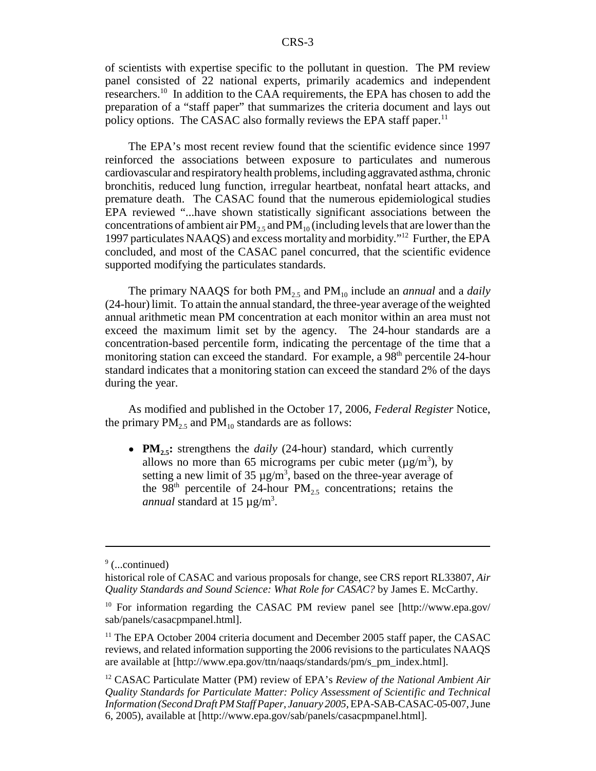of scientists with expertise specific to the pollutant in question. The PM review panel consisted of 22 national experts, primarily academics and independent researchers.[10] In addition to the CAA requirements, the EPA has chosen to add the preparation of a "staff paper" that summarizes the criteria document and lays out policy options. The CASAC also formally reviews the EPA staff paper.[11]

The EPA's most recent review found that the scientific evidence since 1997 reinforced the associations between exposure to particulates and numerous cardiovascular and respiratory health problems, including aggravated asthma, chronic bronchitis, reduced lung function, irregular heartbeat, nonfatal heart attacks, and premature death. The CASAC found that the numerous epidemiological studies EPA reviewed "...have shown statistically significant associations between the concentrations of ambient air $PM_{2.5}$ and $PM_{10}$ (including levels that are lower than the 1997 particulates NAAQS) and excess mortality and morbidity."[12] Further, the EPA concluded, and most of the CASAC panel concurred, that the scientific evidence supported modifying the particulates standards.

The primary NAAQS for both $PM_{2.5}$ and $PM_{10}$ include an *annual* and a *daily* (24-hour) limit. To attain the annual standard, the three-year average of the weighted annual arithmetic mean PM concentration at each monitor within an area must not exceed the maximum limit set by the agency. The 24-hour standards are a concentration-based percentile form, indicating the percentage of the time that a monitoring station can exceed the standard. For example, a 98$^{th}$ percentile 24-hour standard indicates that a monitoring station can exceed the standard 2% of the days during the year.

As modified and published in the October 17, 2006, *Federal Register* Notice, the primary $PM_{2.5}$ and $PM_{10}$ standards are as follows:

- **$PM_{2.5}$:** strengthens the *daily* (24-hour) standard, which currently allows no more than 65 micrograms per cubic meter (µg/m$^3$), by setting a new limit of 35 µg/m$^3$, based on the three-year average of the 98$^{th}$ percentile of 24-hour $PM_{2.5}$ concentrations; retains the *annual* standard at 15 µg/m$^3$.

---

[9] (...continued)

historical role of CASAC and various proposals for change, see CRS report RL33807, *Air Quality Standards and Sound Science: What Role for CASAC?* by James E. McCarthy.

[10] For information regarding the CASAC PM review panel see [http://www.epa.gov/sab/panels/casacpmpanel.html].

[11] The EPA October 2004 criteria document and December 2005 staff paper, the CASAC reviews, and related information supporting the 2006 revisions to the particulates NAAQS are available at [http://www.epa.gov/ttn/naaqs/standards/pm/s_pm_index.html].

[12] CASAC Particulate Matter (PM) review of EPA's *Review of the National Ambient Air Quality Standards for Particulate Matter: Policy Assessment of Scientific and Technical Information (Second Draft PM Staff Paper, January 2005*, EPA-SAB-CASAC-05-007, June 6, 2005), available at [http://www.epa.gov/sab/panels/casacpmpanel.html].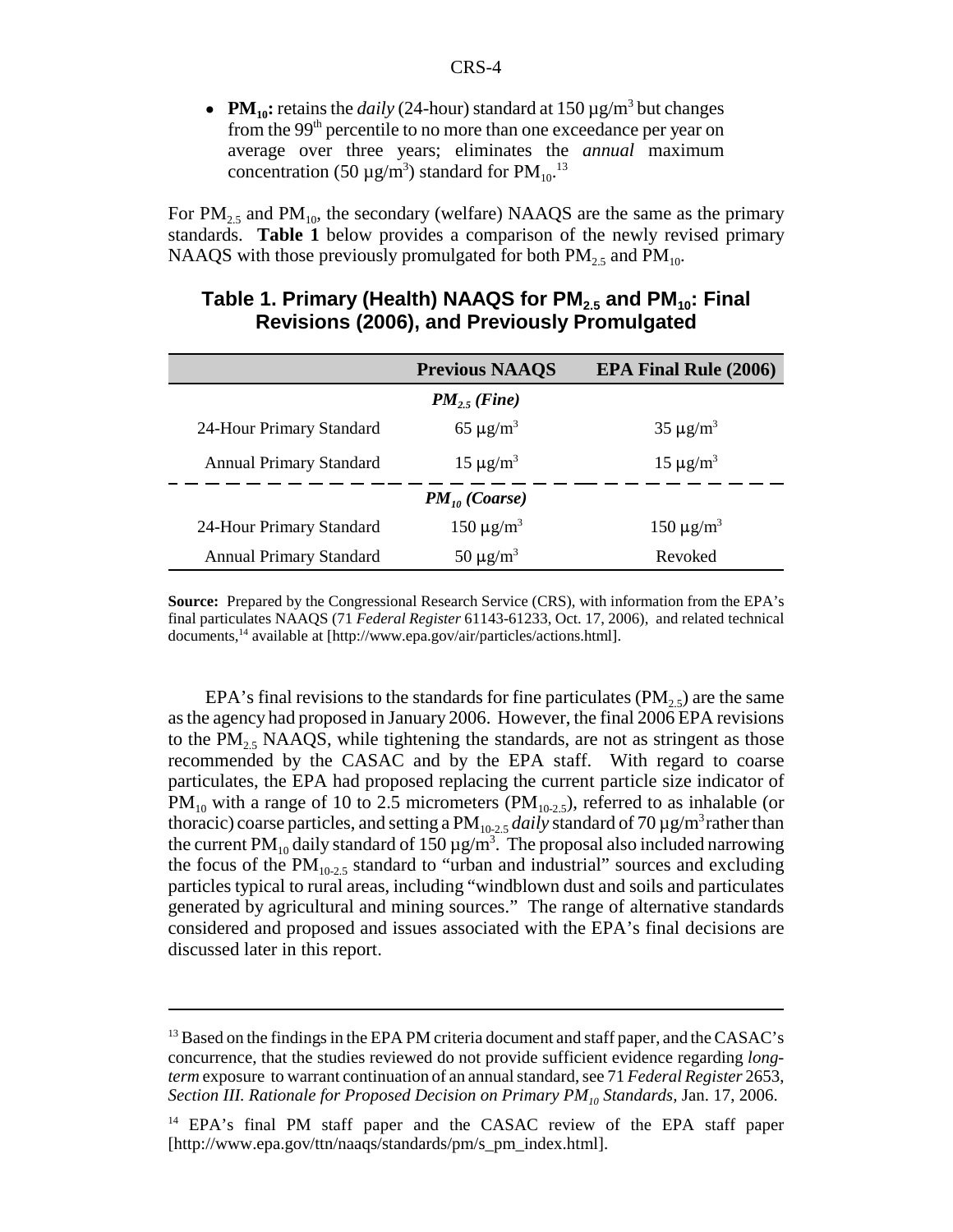- **$PM_{10}$:** retains the *daily* (24-hour) standard at 150 µg/m$^3$ but changes from the 99$^{th}$ percentile to no more than one exceedance per year on average over three years; eliminates the *annual* maximum concentration (50 µg/m$^3$) standard for $PM_{10}$.[13]

For $PM_{2.5}$ and $PM_{10}$, the secondary (welfare) NAAQS are the same as the primary standards. **Table 1** below provides a comparison of the newly revised primary NAAQS with those previously promulgated for both $PM_{2.5}$ and $PM_{10}$.

### Table 1. Primary (Health) NAAQS for $PM_{2.5}$ and $PM_{10}$: Final Revisions (2006), and Previously Promulgated

| | Previous NAAQS | EPA Final Rule (2006) |
|---|---|---|
| | ***$PM_{2.5}$ (Fine)*** | |
| 24-Hour Primary Standard | 65 µg/m$^3$ | 35 µg/m$^3$ |
| Annual Primary Standard | 15 µg/m$^3$ | 15 µg/m$^3$ |
| | ***$PM_{10}$ (Coarse)*** | |
| 24-Hour Primary Standard | 150 µg/m$^3$ | 150 µg/m$^3$ |
| Annual Primary Standard | 50 µg/m$^3$ | Revoked |

**Source:** Prepared by the Congressional Research Service (CRS), with information from the EPA's final particulates NAAQS (71 *Federal Register* 61143-61233, Oct. 17, 2006), and related technical documents,[14] available at [http://www.epa.gov/air/particles/actions.html].

EPA's final revisions to the standards for fine particulates ($PM_{2.5}$) are the same as the agency had proposed in January 2006. However, the final 2006 EPA revisions to the $PM_{2.5}$ NAAQS, while tightening the standards, are not as stringent as those recommended by the CASAC and by the EPA staff. With regard to coarse particulates, the EPA had proposed replacing the current particle size indicator of $PM_{10}$ with a range of 10 to 2.5 micrometers ($PM_{10\text{-}2.5}$), referred to as inhalable (or thoracic) coarse particles, and setting a $PM_{10\text{-}2.5}$ *daily* standard of 70 µg/m$^3$ rather than the current $PM_{10}$ daily standard of 150 µg/m$^3$. The proposal also included narrowing the focus of the $PM_{10\text{-}2.5}$ standard to "urban and industrial" sources and excluding particles typical to rural areas, including "windblown dust and soils and particulates generated by agricultural and mining sources." The range of alternative standards considered and proposed and issues associated with the EPA's final decisions are discussed later in this report.

---

[13] Based on the findings in the EPA PM criteria document and staff paper, and the CASAC's concurrence, that the studies reviewed do not provide sufficient evidence regarding *long-term* exposure to warrant continuation of an annual standard, see 71 *Federal Register* 2653, *Section III. Rationale for Proposed Decision on Primary $PM_{10}$ Standards,* Jan. 17, 2006.

[14] EPA's final PM staff paper and the CASAC review of the EPA staff paper [http://www.epa.gov/ttn/naaqs/standards/pm/s_pm_index.html].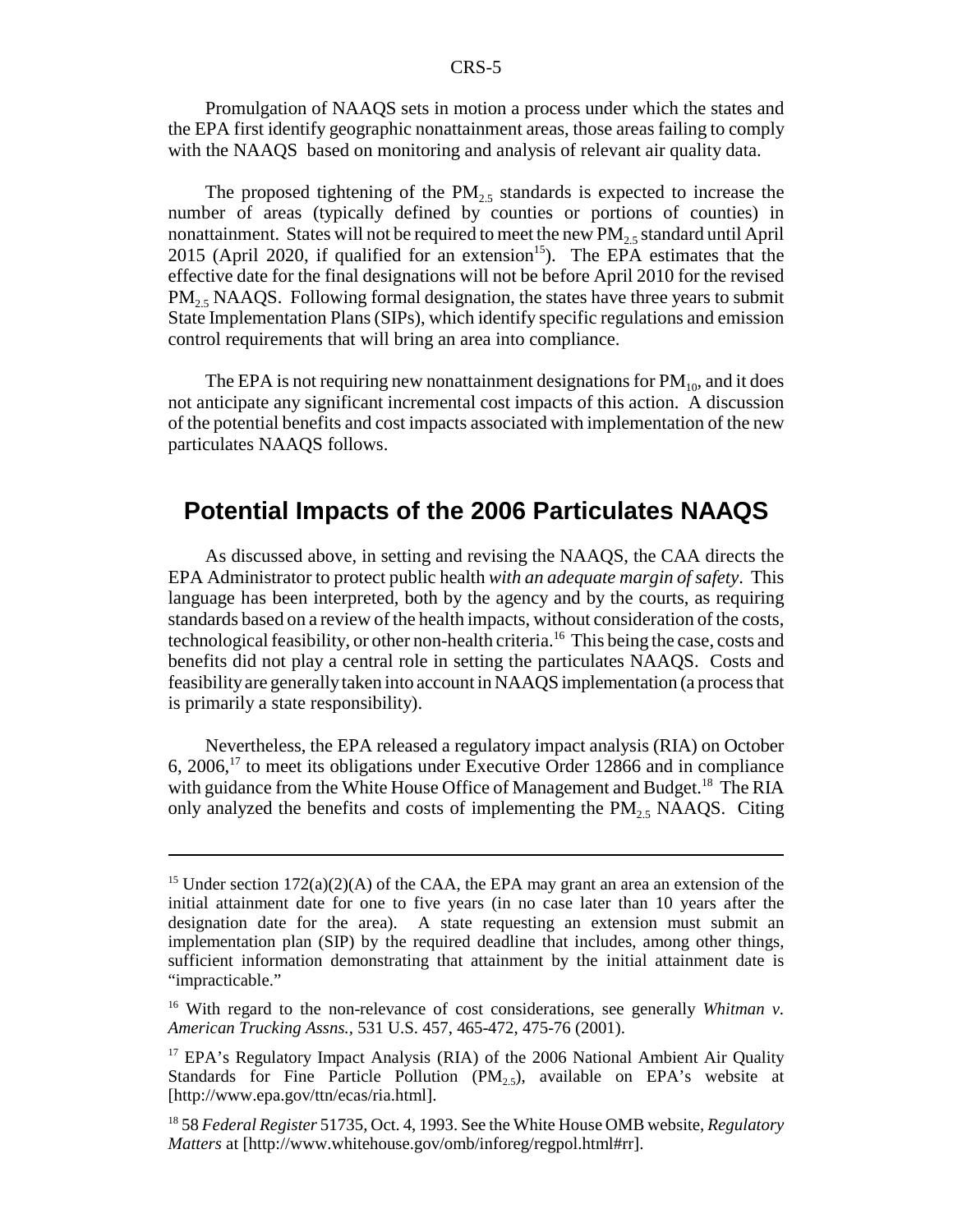Promulgation of NAAQS sets in motion a process under which the states and the EPA first identify geographic nonattainment areas, those areas failing to comply with the NAAQS based on monitoring and analysis of relevant air quality data.

The proposed tightening of the $PM_{2.5}$ standards is expected to increase the number of areas (typically defined by counties or portions of counties) in nonattainment. States will not be required to meet the new $PM_{2.5}$ standard until April 2015 (April 2020, if qualified for an extension[15]). The EPA estimates that the effective date for the final designations will not be before April 2010 for the revised $PM_{2.5}$ NAAQS. Following formal designation, the states have three years to submit State Implementation Plans (SIPs), which identify specific regulations and emission control requirements that will bring an area into compliance.

The EPA is not requiring new nonattainment designations for $PM_{10}$, and it does not anticipate any significant incremental cost impacts of this action. A discussion of the potential benefits and cost impacts associated with implementation of the new particulates NAAQS follows.

## Potential Impacts of the 2006 Particulates NAAQS

As discussed above, in setting and revising the NAAQS, the CAA directs the EPA Administrator to protect public health *with an adequate margin of safety*. This language has been interpreted, both by the agency and by the courts, as requiring standards based on a review of the health impacts, without consideration of the costs, technological feasibility, or other non-health criteria.[16] This being the case, costs and benefits did not play a central role in setting the particulates NAAQS. Costs and feasibility are generally taken into account in NAAQS implementation (a process that is primarily a state responsibility).

Nevertheless, the EPA released a regulatory impact analysis (RIA) on October 6, 2006,[17] to meet its obligations under Executive Order 12866 and in compliance with guidance from the White House Office of Management and Budget.[18] The RIA only analyzed the benefits and costs of implementing the $PM_{2.5}$ NAAQS. Citing

---

[15] Under section 172(a)(2)(A) of the CAA, the EPA may grant an area an extension of the initial attainment date for one to five years (in no case later than 10 years after the designation date for the area). A state requesting an extension must submit an implementation plan (SIP) by the required deadline that includes, among other things, sufficient information demonstrating that attainment by the initial attainment date is "impracticable."

[16] With regard to the non-relevance of cost considerations, see generally *Whitman v. American Trucking Assns.*, 531 U.S. 457, 465-472, 475-76 (2001).

[17] EPA's Regulatory Impact Analysis (RIA) of the 2006 National Ambient Air Quality Standards for Fine Particle Pollution ($PM_{2.5}$), available on EPA's website at [http://www.epa.gov/ttn/ecas/ria.html].

[18] 58 *Federal Register* 51735, Oct. 4, 1993. See the White House OMB website, *Regulatory Matters* at [http://www.whitehouse.gov/omb/inforeg/regpol.html#rr].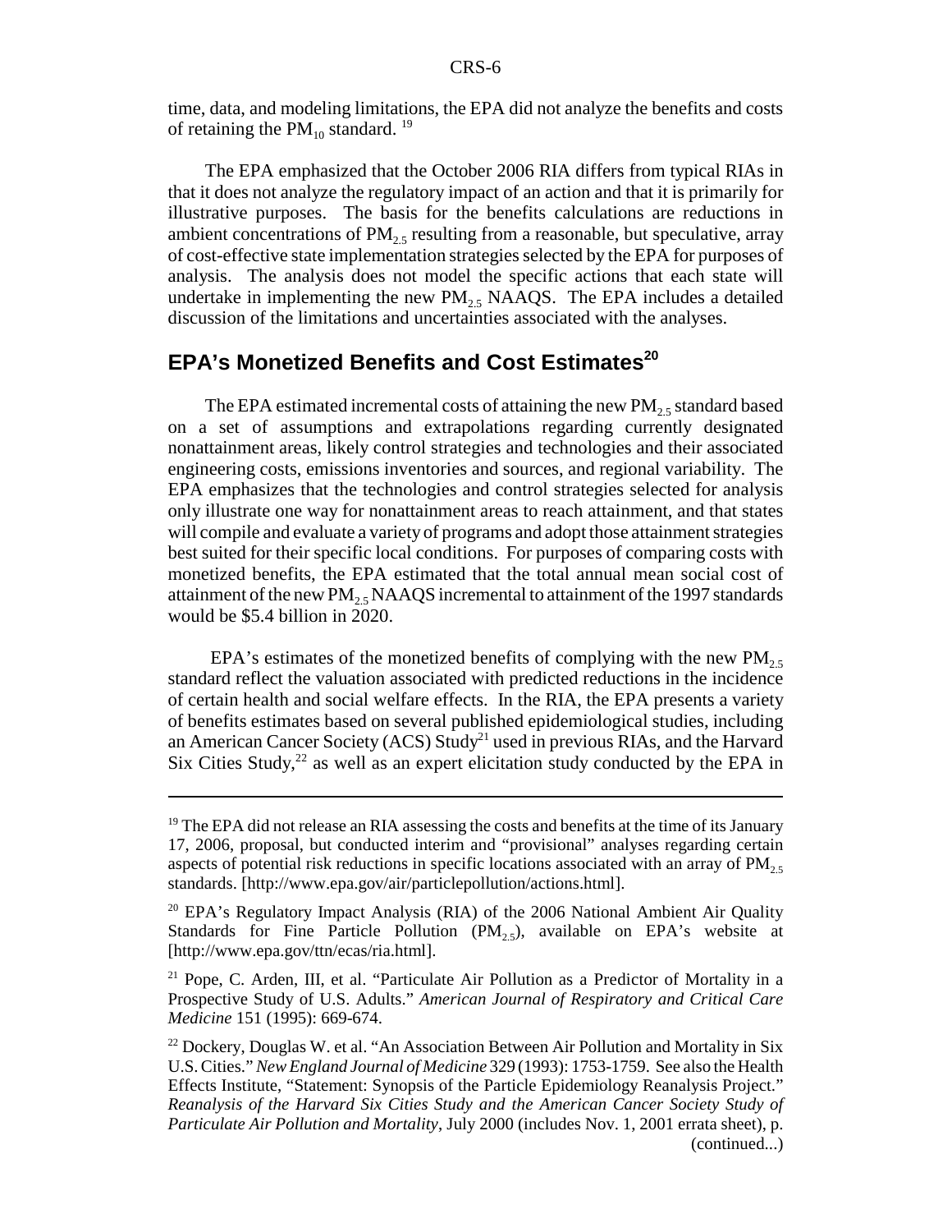time, data, and modeling limitations, the EPA did not analyze the benefits and costs of retaining the $PM_{10}$ standard. [19]

The EPA emphasized that the October 2006 RIA differs from typical RIAs in that it does not analyze the regulatory impact of an action and that it is primarily for illustrative purposes. The basis for the benefits calculations are reductions in ambient concentrations of $PM_{2.5}$ resulting from a reasonable, but speculative, array of cost-effective state implementation strategies selected by the EPA for purposes of analysis. The analysis does not model the specific actions that each state will undertake in implementing the new $PM_{2.5}$ NAAQS. The EPA includes a detailed discussion of the limitations and uncertainties associated with the analyses.

## EPA's Monetized Benefits and Cost Estimates[20]

The EPA estimated incremental costs of attaining the new $PM_{2.5}$ standard based on a set of assumptions and extrapolations regarding currently designated nonattainment areas, likely control strategies and technologies and their associated engineering costs, emissions inventories and sources, and regional variability. The EPA emphasizes that the technologies and control strategies selected for analysis only illustrate one way for nonattainment areas to reach attainment, and that states will compile and evaluate a variety of programs and adopt those attainment strategies best suited for their specific local conditions. For purposes of comparing costs with monetized benefits, the EPA estimated that the total annual mean social cost of attainment of the new $PM_{2.5}$ NAAQS incremental to attainment of the 1997 standards would be $5.4 billion in 2020.

EPA's estimates of the monetized benefits of complying with the new $PM_{2.5}$ standard reflect the valuation associated with predicted reductions in the incidence of certain health and social welfare effects. In the RIA, the EPA presents a variety of benefits estimates based on several published epidemiological studies, including an American Cancer Society (ACS) Study[21] used in previous RIAs, and the Harvard Six Cities Study,[22] as well as an expert elicitation study conducted by the EPA in

---

[19] The EPA did not release an RIA assessing the costs and benefits at the time of its January 17, 2006, proposal, but conducted interim and "provisional" analyses regarding certain aspects of potential risk reductions in specific locations associated with an array of $PM_{2.5}$ standards. [http://www.epa.gov/air/particlepollution/actions.html].

[20] EPA's Regulatory Impact Analysis (RIA) of the 2006 National Ambient Air Quality Standards for Fine Particle Pollution ($PM_{2.5}$), available on EPA's website at [http://www.epa.gov/ttn/ecas/ria.html].

[21] Pope, C. Arden, III, et al. "Particulate Air Pollution as a Predictor of Mortality in a Prospective Study of U.S. Adults." *American Journal of Respiratory and Critical Care Medicine* 151 (1995): 669-674.

[22] Dockery, Douglas W. et al. "An Association Between Air Pollution and Mortality in Six U.S. Cities." *New England Journal of Medicine* 329 (1993): 1753-1759. See also the Health Effects Institute, "Statement: Synopsis of the Particle Epidemiology Reanalysis Project." *Reanalysis of the Harvard Six Cities Study and the American Cancer Society Study of Particulate Air Pollution and Mortality*, July 2000 (includes Nov. 1, 2001 errata sheet), p. (continued...)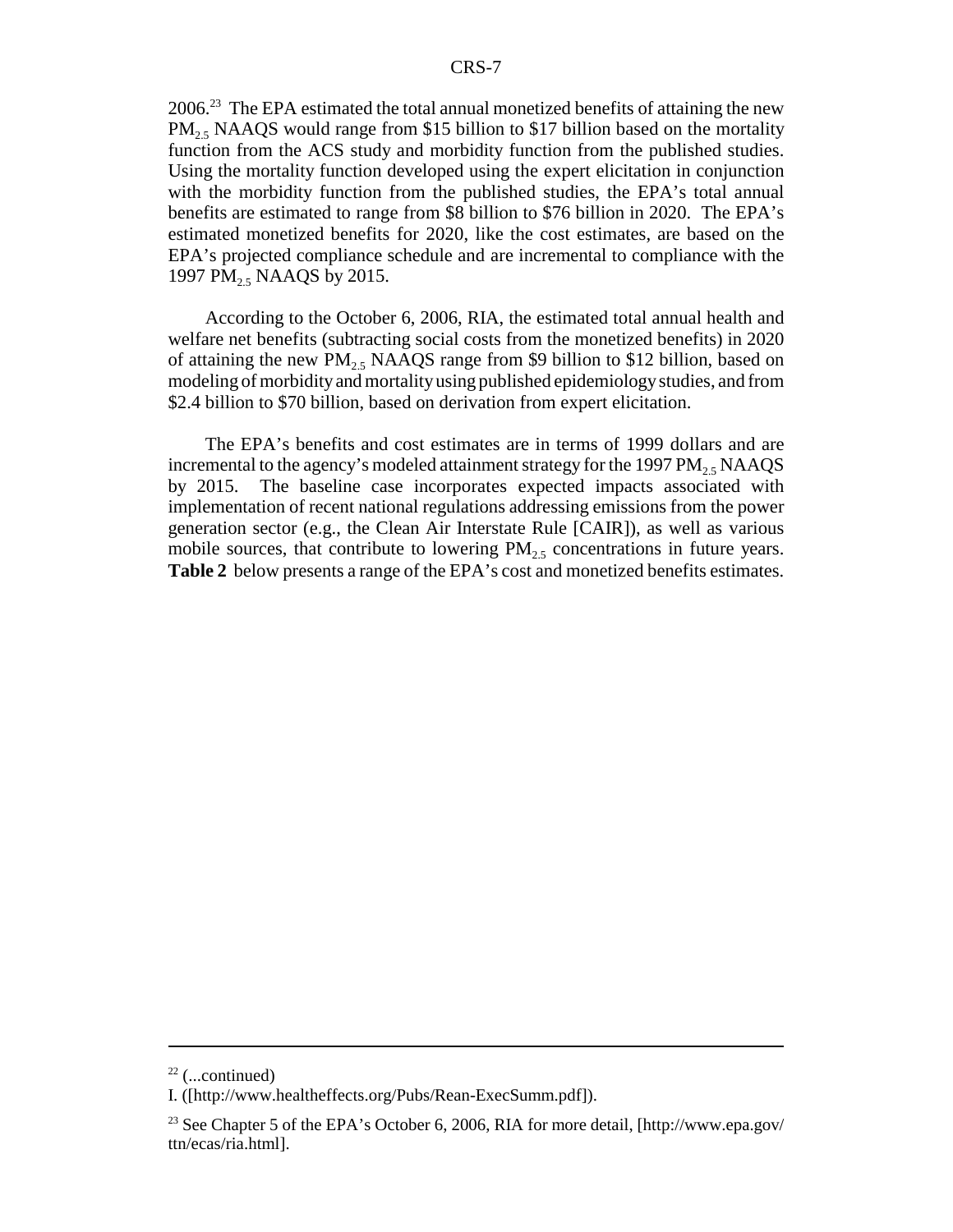2006.[23] The EPA estimated the total annual monetized benefits of attaining the new $PM_{2.5}$ NAAQS would range from \$15 billion to \$17 billion based on the mortality function from the ACS study and morbidity function from the published studies. Using the mortality function developed using the expert elicitation in conjunction with the morbidity function from the published studies, the EPA's total annual benefits are estimated to range from \$8 billion to \$76 billion in 2020. The EPA's estimated monetized benefits for 2020, like the cost estimates, are based on the EPA's projected compliance schedule and are incremental to compliance with the 1997 $PM_{2.5}$ NAAQS by 2015.

According to the October 6, 2006, RIA, the estimated total annual health and welfare net benefits (subtracting social costs from the monetized benefits) in 2020 of attaining the new $PM_{2.5}$ NAAQS range from \$9 billion to \$12 billion, based on modeling of morbidity and mortality using published epidemiology studies, and from \$2.4 billion to \$70 billion, based on derivation from expert elicitation.

The EPA's benefits and cost estimates are in terms of 1999 dollars and are incremental to the agency's modeled attainment strategy for the 1997 $PM_{2.5}$ NAAQS by 2015. The baseline case incorporates expected impacts associated with implementation of recent national regulations addressing emissions from the power generation sector (e.g., the Clean Air Interstate Rule [CAIR]), as well as various mobile sources, that contribute to lowering $PM_{2.5}$ concentrations in future years. **Table 2** below presents a range of the EPA's cost and monetized benefits estimates.

---

[22] (...continued)

I. ([http://www.healtheffects.org/Pubs/Rean-ExecSumm.pdf]).

[23] See Chapter 5 of the EPA's October 6, 2006, RIA for more detail, [http://www.epa.gov/ttn/ecas/ria.html].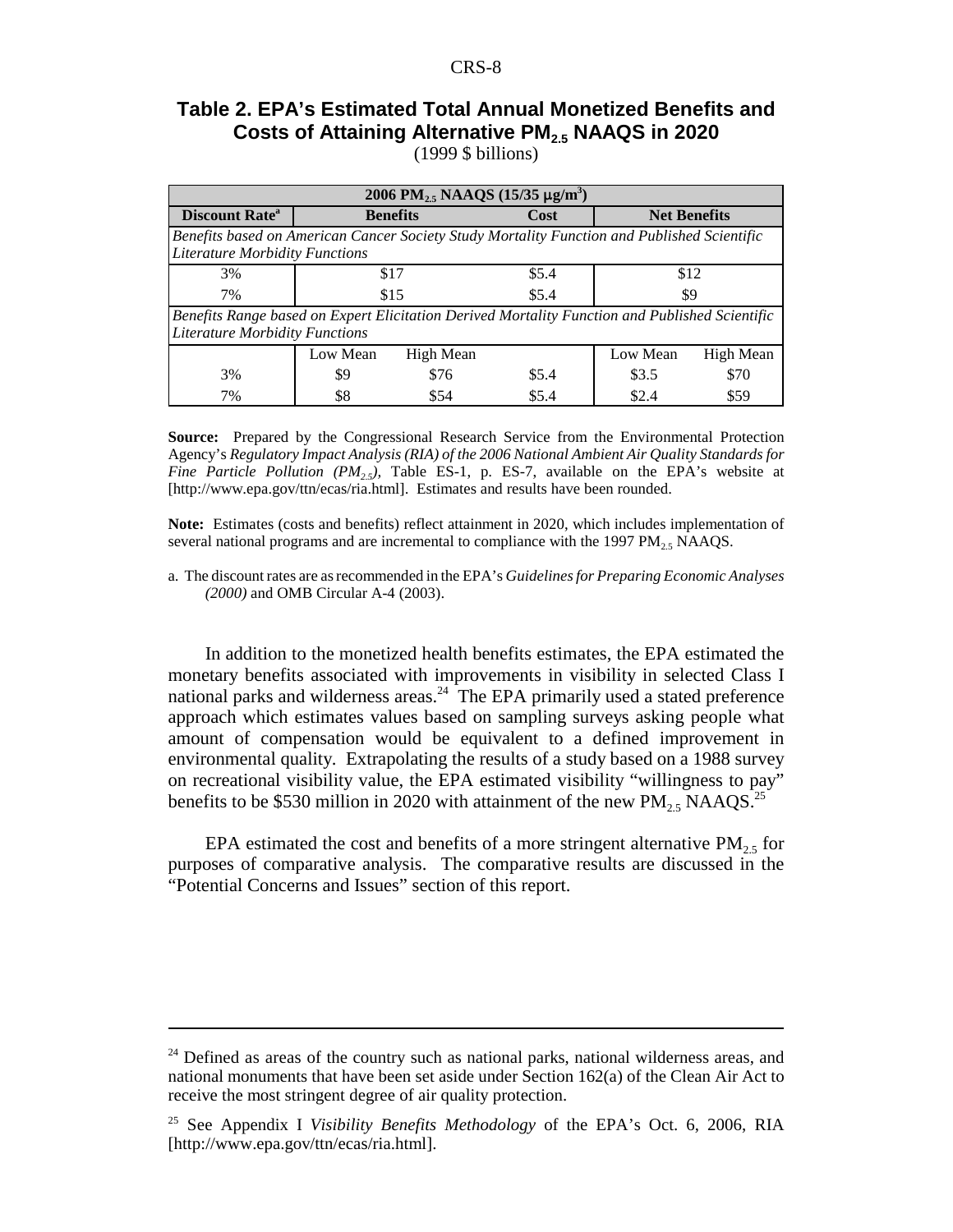### Table 2. EPA's Estimated Total Annual Monetized Benefits and Costs of Attaining Alternative $PM_{2.5}$ NAAQS in 2020

(1999 $ billions)

| 2006 $PM_{2.5}$ NAAQS (15/35 $\mu g/m^3$) | | | | | |
|---|---|---|---|---|---|
| **Discount Rate**[a] | **Benefits** | | **Cost** | **Net Benefits** | |
| *Benefits based on American Cancer Society Study Mortality Function and Published Scientific Literature Morbidity Functions* | | | | | |
| 3% | $17 | | $5.4 | $12 | |
| 7% | $15 | | $5.4 | $9 | |
| *Benefits Range based on Expert Elicitation Derived Mortality Function and Published Scientific Literature Morbidity Functions* | | | | | |
| | Low Mean | High Mean | | Low Mean | High Mean |
| 3% | $9 | $76 | $5.4 | $3.5 | $70 |
| 7% | $8 | $54 | $5.4 | $2.4 | $59 |

**Source:** Prepared by the Congressional Research Service from the Environmental Protection Agency's *Regulatory Impact Analysis (RIA) of the 2006 National Ambient Air Quality Standards for Fine Particle Pollution ($PM_{2.5}$)*, Table ES-1, p. ES-7, available on the EPA's website at [http://www.epa.gov/ttn/ecas/ria.html]. Estimates and results have been rounded.

**Note:** Estimates (costs and benefits) reflect attainment in 2020, which includes implementation of several national programs and are incremental to compliance with the 1997 $PM_{2.5}$ NAAQS.

a. The discount rates are as recommended in the EPA's *Guidelines for Preparing Economic Analyses (2000)* and OMB Circular A-4 (2003).

In addition to the monetized health benefits estimates, the EPA estimated the monetary benefits associated with improvements in visibility in selected Class I national parks and wilderness areas.[24] The EPA primarily used a stated preference approach which estimates values based on sampling surveys asking people what amount of compensation would be equivalent to a defined improvement in environmental quality. Extrapolating the results of a study based on a 1988 survey on recreational visibility value, the EPA estimated visibility "willingness to pay" benefits to be $530 million in 2020 with attainment of the new $PM_{2.5}$ NAAQS.[25]

EPA estimated the cost and benefits of a more stringent alternative $PM_{2.5}$ for purposes of comparative analysis. The comparative results are discussed in the "Potential Concerns and Issues" section of this report.

---

[24] Defined as areas of the country such as national parks, national wilderness areas, and national monuments that have been set aside under Section 162(a) of the Clean Air Act to receive the most stringent degree of air quality protection.

[25] See Appendix I *Visibility Benefits Methodology* of the EPA's Oct. 6, 2006, RIA [http://www.epa.gov/ttn/ecas/ria.html].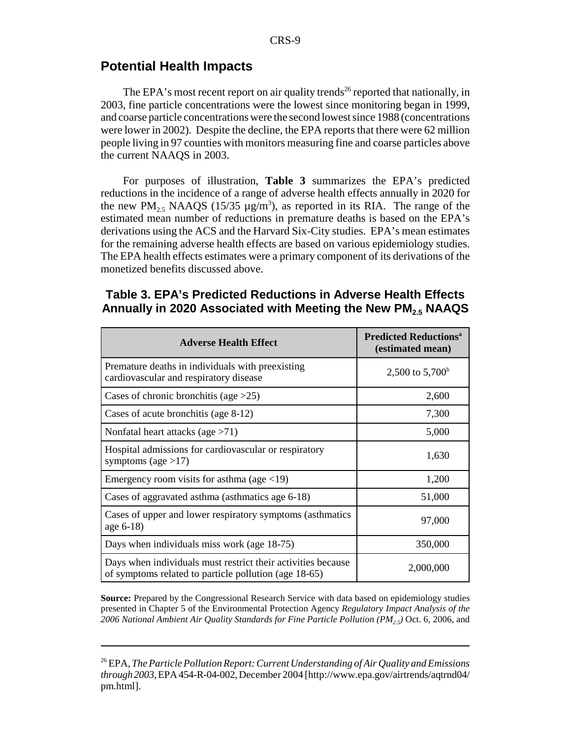## Potential Health Impacts

The EPA's most recent report on air quality trends[26] reported that nationally, in 2003, fine particle concentrations were the lowest since monitoring began in 1999, and coarse particle concentrations were the second lowest since 1988 (concentrations were lower in 2002). Despite the decline, the EPA reports that there were 62 million people living in 97 counties with monitors measuring fine and coarse particles above the current NAAQS in 2003.

For purposes of illustration, **Table 3** summarizes the EPA's predicted reductions in the incidence of a range of adverse health effects annually in 2020 for the new $PM_{2.5}$ NAAQS (15/35 µg/$m^3$), as reported in its RIA. The range of the estimated mean number of reductions in premature deaths is based on the EPA's derivations using the ACS and the Harvard Six-City studies. EPA's mean estimates for the remaining adverse health effects are based on various epidemiology studies. The EPA health effects estimates were a primary component of its derivations of the monetized benefits discussed above.

**Table 3. EPA's Predicted Reductions in Adverse Health Effects Annually in 2020 Associated with Meeting the New $PM_{2.5}$ NAAQS**

| Adverse Health Effect | Predicted Reductions[a] (estimated mean) |
|---|---|
| Premature deaths in individuals with preexisting cardiovascular and respiratory disease | 2,500 to 5,700[b] |
| Cases of chronic bronchitis (age >25) | 2,600 |
| Cases of acute bronchitis (age 8-12) | 7,300 |
| Nonfatal heart attacks (age >71) | 5,000 |
| Hospital admissions for cardiovascular or respiratory symptoms (age >17) | 1,630 |
| Emergency room visits for asthma (age <19) | 1,200 |
| Cases of aggravated asthma (asthmatics age 6-18) | 51,000 |
| Cases of upper and lower respiratory symptoms (asthmatics age 6-18) | 97,000 |
| Days when individuals miss work (age 18-75) | 350,000 |
| Days when individuals must restrict their activities because of symptoms related to particle pollution (age 18-65) | 2,000,000 |

**Source:** Prepared by the Congressional Research Service with data based on epidemiology studies presented in Chapter 5 of the Environmental Protection Agency *Regulatory Impact Analysis of the 2006 National Ambient Air Quality Standards for Fine Particle Pollution ($PM_{2.5}$)* Oct. 6, 2006, and

---

[26] EPA, *The Particle Pollution Report: Current Understanding of Air Quality and Emissions through 2003*, EPA 454-R-04-002, December 2004 [http://www.epa.gov/airtrends/aqtrnd04/pm.html].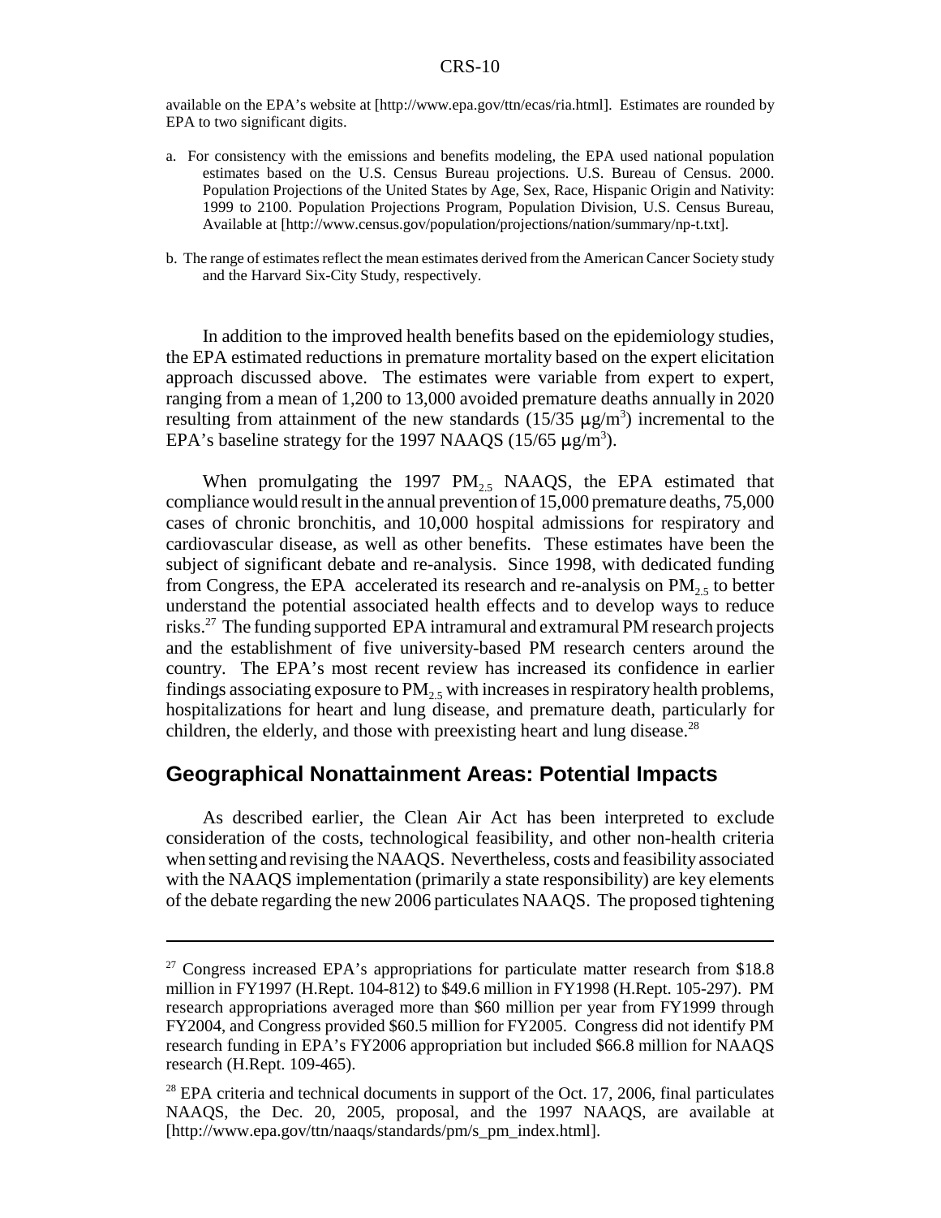available on the EPA's website at [http://www.epa.gov/ttn/ecas/ria.html]. Estimates are rounded by EPA to two significant digits.

a. For consistency with the emissions and benefits modeling, the EPA used national population estimates based on the U.S. Census Bureau projections. U.S. Bureau of Census. 2000. Population Projections of the United States by Age, Sex, Race, Hispanic Origin and Nativity: 1999 to 2100. Population Projections Program, Population Division, U.S. Census Bureau, Available at [http://www.census.gov/population/projections/nation/summary/np-t.txt].

b. The range of estimates reflect the mean estimates derived from the American Cancer Society study and the Harvard Six-City Study, respectively.

In addition to the improved health benefits based on the epidemiology studies, the EPA estimated reductions in premature mortality based on the expert elicitation approach discussed above. The estimates were variable from expert to expert, ranging from a mean of 1,200 to 13,000 avoided premature deaths annually in 2020 resulting from attainment of the new standards (15/35 $\mu g/m^3$) incremental to the EPA's baseline strategy for the 1997 NAAQS (15/65 $\mu g/m^3$).

When promulgating the 1997 $PM_{2.5}$ NAAQS, the EPA estimated that compliance would result in the annual prevention of 15,000 premature deaths, 75,000 cases of chronic bronchitis, and 10,000 hospital admissions for respiratory and cardiovascular disease, as well as other benefits. These estimates have been the subject of significant debate and re-analysis. Since 1998, with dedicated funding from Congress, the EPA accelerated its research and re-analysis on $PM_{2.5}$ to better understand the potential associated health effects and to develop ways to reduce risks.[27] The funding supported EPA intramural and extramural PM research projects and the establishment of five university-based PM research centers around the country. The EPA's most recent review has increased its confidence in earlier findings associating exposure to $PM_{2.5}$ with increases in respiratory health problems, hospitalizations for heart and lung disease, and premature death, particularly for children, the elderly, and those with preexisting heart and lung disease.[28]

## Geographical Nonattainment Areas: Potential Impacts

As described earlier, the Clean Air Act has been interpreted to exclude consideration of the costs, technological feasibility, and other non-health criteria when setting and revising the NAAQS. Nevertheless, costs and feasibility associated with the NAAQS implementation (primarily a state responsibility) are key elements of the debate regarding the new 2006 particulates NAAQS. The proposed tightening

---

[27] Congress increased EPA's appropriations for particulate matter research from $18.8 million in FY1997 (H.Rept. 104-812) to $49.6 million in FY1998 (H.Rept. 105-297). PM research appropriations averaged more than $60 million per year from FY1999 through FY2004, and Congress provided $60.5 million for FY2005. Congress did not identify PM research funding in EPA's FY2006 appropriation but included $66.8 million for NAAQS research (H.Rept. 109-465).

[28] EPA criteria and technical documents in support of the Oct. 17, 2006, final particulates NAAQS, the Dec. 20, 2005, proposal, and the 1997 NAAQS, are available at [http://www.epa.gov/ttn/naaqs/standards/pm/s_pm_index.html].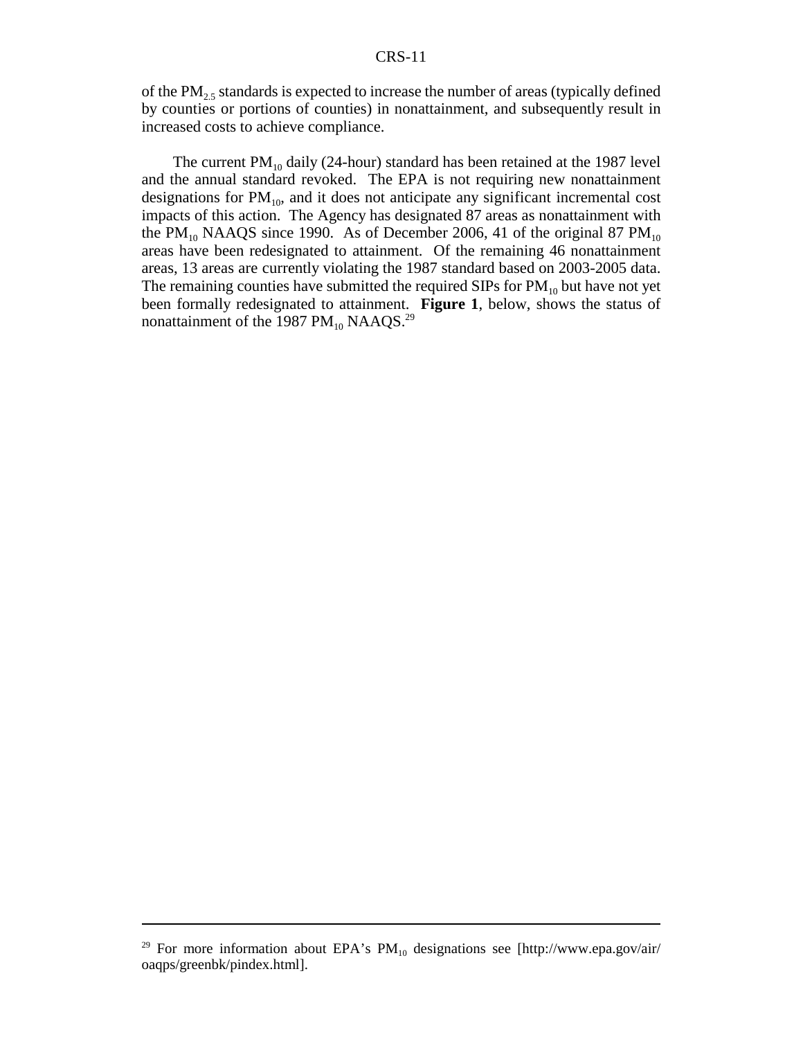of the $PM_{2.5}$ standards is expected to increase the number of areas (typically defined by counties or portions of counties) in nonattainment, and subsequently result in increased costs to achieve compliance.

The current $PM_{10}$ daily (24-hour) standard has been retained at the 1987 level and the annual standard revoked. The EPA is not requiring new nonattainment designations for $PM_{10}$, and it does not anticipate any significant incremental cost impacts of this action. The Agency has designated 87 areas as nonattainment with the $PM_{10}$ NAAQS since 1990. As of December 2006, 41 of the original 87 $PM_{10}$ areas have been redesignated to attainment. Of the remaining 46 nonattainment areas, 13 areas are currently violating the 1987 standard based on 2003-2005 data. The remaining counties have submitted the required SIPs for $PM_{10}$ but have not yet been formally redesignated to attainment. **Figure 1**, below, shows the status of nonattainment of the 1987 $PM_{10}$ NAAQS.[29]

---

[29] For more information about EPA's $PM_{10}$ designations see [http://www.epa.gov/air/oaqps/greenbk/pindex.html].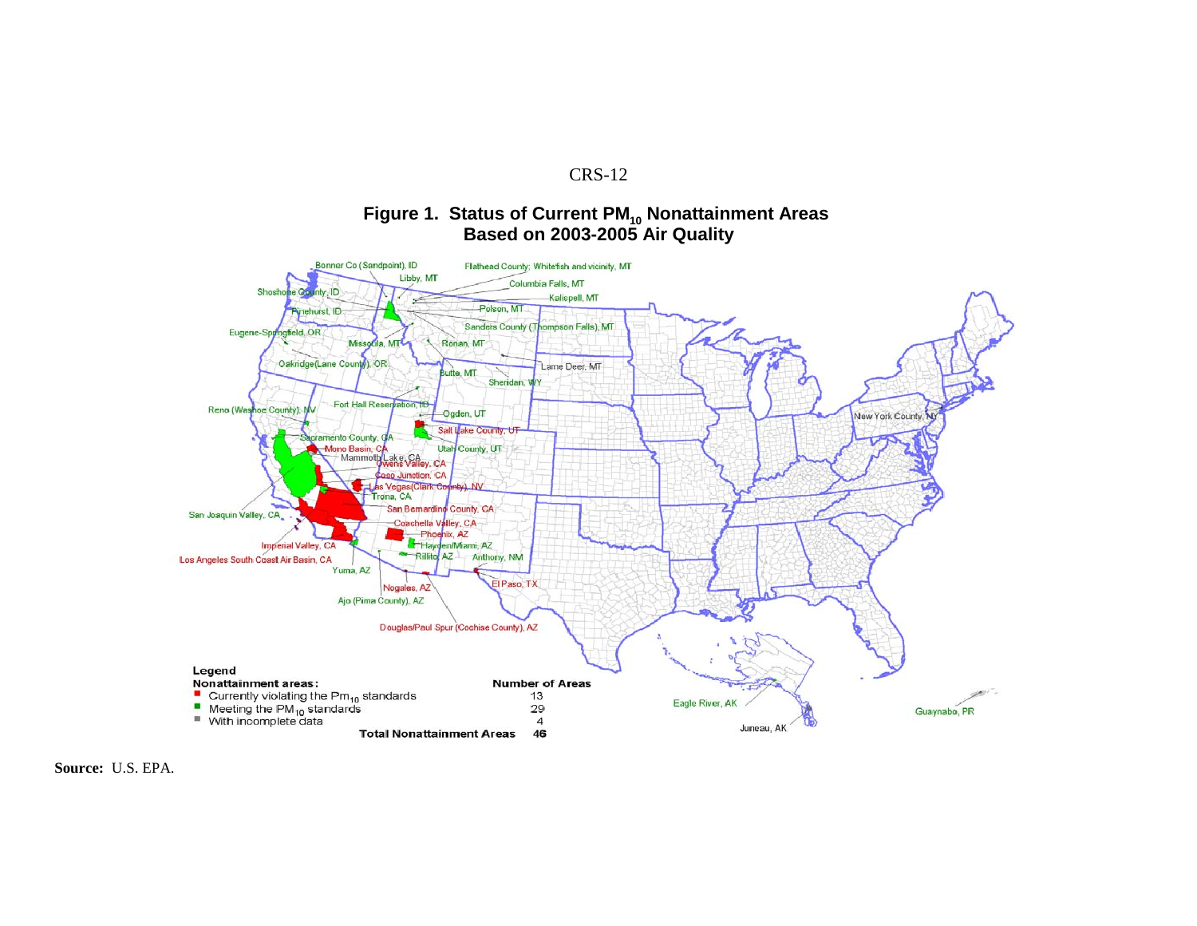**Figure 1. Status of Current $PM_{10}$ Nonattainment Areas Based on 2003-2005 Air Quality**

Bonner Co (Sandpoint), ID
Flathead County; Whitefish and vicinity, MT
Libby, MT
Columbia Falls, MT
Shoshone County, ID
Kalispell, MT
Pinehurst, ID
Polson, MT
Eugene-Springfield, OR
Sanders County (Thompson Falls), MT
Missoula, MT
Ronan, MT
Oakridge(Lane County), OR
Lame Deer, MT
Butte, MT
Sheridan, WY
Reno (Washoe County), NV
Fort Hall Reservation, ID
Ogden, UT
New York County, NY
Salt Lake County, UT
Sacramento County, CA
Mono Basin, CA
Utah County, UT
Mammoth Lake, CA
Owens Valley, CA
Coso Junction, CA
Las Vegas(Clark County), NV
Trona, CA
San Bernardino County, CA
San Joaquin Valley, CA
Coachella Valley, CA
Phoenix, AZ
Hayden/Miami, AZ
Imperial Valley, CA
Rillito, AZ
Anthony, NM
Los Angeles South Coast Air Basin, CA
Yuma, AZ
El Paso, TX
Nogales, AZ
Ajo (Pima County), AZ
Douglas/Paul Spur (Cochise County), AZ
Eagle River, AK
Juneau, AK
Guaynabo, PR

**Legend**

| Nonattainment areas: | Number of Areas |
|---|---|
| Currently violating the $PM_{10}$ standards | 13 |
| Meeting the $PM_{10}$ standards | 29 |
| With incomplete data | 4 |
| **Total Nonattainment Areas** | **46** |

**Source:** U.S. EPA.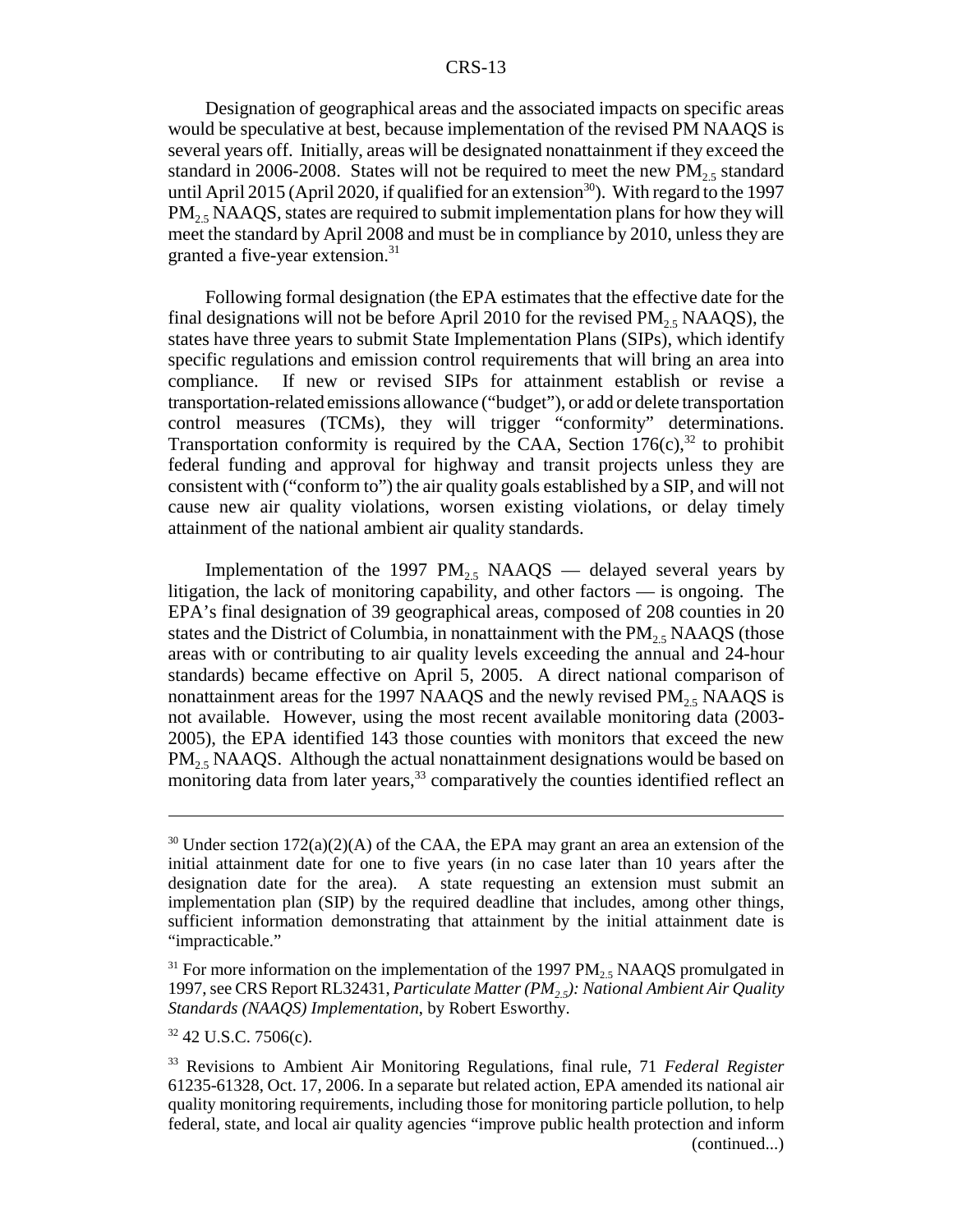Designation of geographical areas and the associated impacts on specific areas would be speculative at best, because implementation of the revised PM NAAQS is several years off. Initially, areas will be designated nonattainment if they exceed the standard in 2006-2008. States will not be required to meet the new $PM_{2.5}$ standard until April 2015 (April 2020, if qualified for an extension[30]). With regard to the 1997 $PM_{2.5}$ NAAQS, states are required to submit implementation plans for how they will meet the standard by April 2008 and must be in compliance by 2010, unless they are granted a five-year extension.[31]

Following formal designation (the EPA estimates that the effective date for the final designations will not be before April 2010 for the revised $PM_{2.5}$ NAAQS), the states have three years to submit State Implementation Plans (SIPs), which identify specific regulations and emission control requirements that will bring an area into compliance. If new or revised SIPs for attainment establish or revise a transportation-related emissions allowance ("budget"), or add or delete transportation control measures (TCMs), they will trigger "conformity" determinations. Transportation conformity is required by the CAA, Section 176(c),[32] to prohibit federal funding and approval for highway and transit projects unless they are consistent with ("conform to") the air quality goals established by a SIP, and will not cause new air quality violations, worsen existing violations, or delay timely attainment of the national ambient air quality standards.

Implementation of the 1997 $PM_{2.5}$ NAAQS — delayed several years by litigation, the lack of monitoring capability, and other factors — is ongoing. The EPA's final designation of 39 geographical areas, composed of 208 counties in 20 states and the District of Columbia, in nonattainment with the $PM_{2.5}$ NAAQS (those areas with or contributing to air quality levels exceeding the annual and 24-hour standards) became effective on April 5, 2005. A direct national comparison of nonattainment areas for the 1997 NAAQS and the newly revised $PM_{2.5}$ NAAQS is not available. However, using the most recent available monitoring data (2003-2005), the EPA identified 143 those counties with monitors that exceed the new $PM_{2.5}$ NAAQS. Although the actual nonattainment designations would be based on monitoring data from later years,[33] comparatively the counties identified reflect an

---

[30] Under section 172(a)(2)(A) of the CAA, the EPA may grant an area an extension of the initial attainment date for one to five years (in no case later than 10 years after the designation date for the area). A state requesting an extension must submit an implementation plan (SIP) by the required deadline that includes, among other things, sufficient information demonstrating that attainment by the initial attainment date is "impracticable."

[31] For more information on the implementation of the 1997 $PM_{2.5}$ NAAQS promulgated in 1997, see CRS Report RL32431, *Particulate Matter ($PM_{2.5}$): National Ambient Air Quality Standards (NAAQS) Implementation*, by Robert Esworthy.

[32] 42 U.S.C. 7506(c).

[33] Revisions to Ambient Air Monitoring Regulations, final rule, 71 *Federal Register* 61235-61328, Oct. 17, 2006. In a separate but related action, EPA amended its national air quality monitoring requirements, including those for monitoring particle pollution, to help federal, state, and local air quality agencies "improve public health protection and inform (continued...)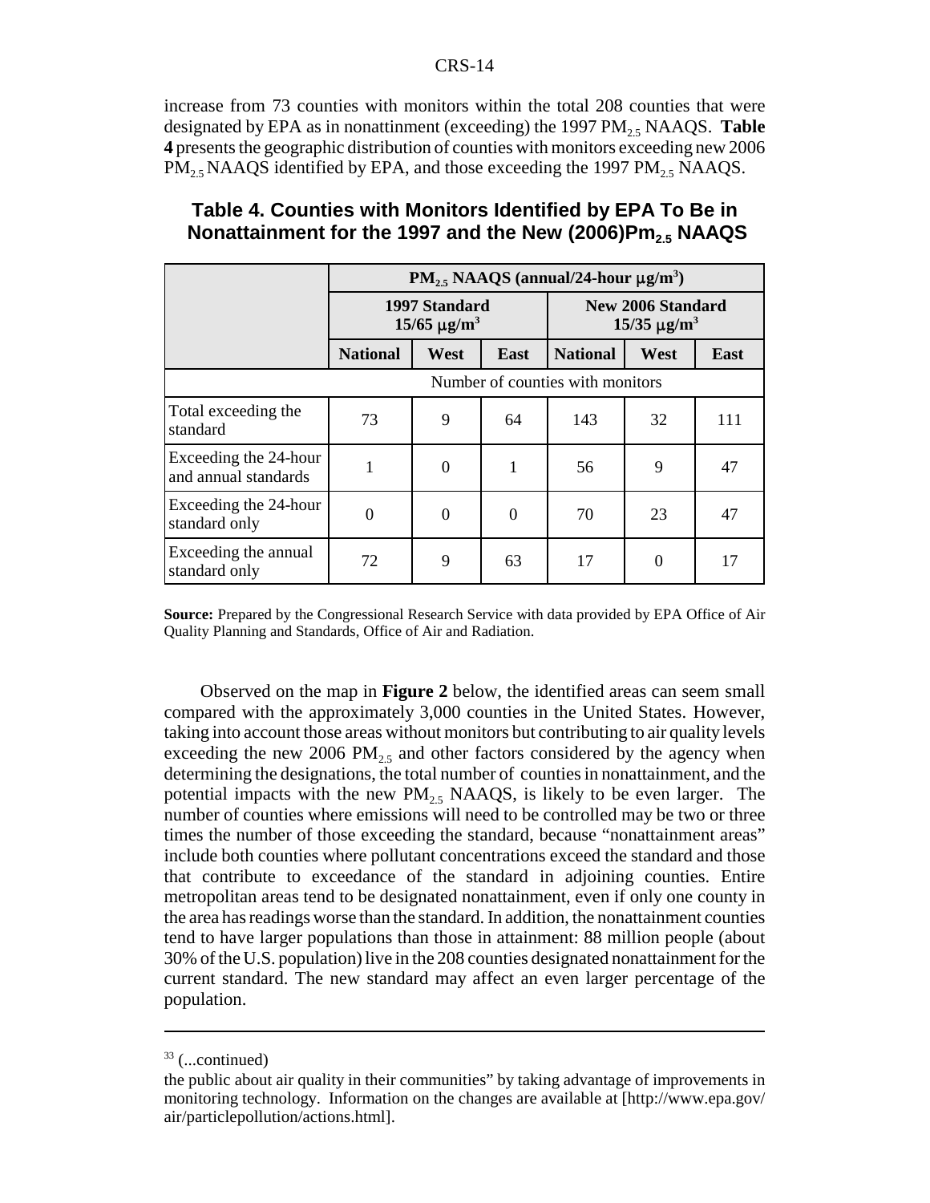increase from 73 counties with monitors within the total 208 counties that were designated by EPA as in nonattinment (exceeding) the 1997 $PM_{2.5}$ NAAQS. **Table 4** presents the geographic distribution of counties with monitors exceeding new 2006 $PM_{2.5}$ NAAQS identified by EPA, and those exceeding the 1997 $PM_{2.5}$ NAAQS.

### Table 4. Counties with Monitors Identified by EPA To Be in Nonattainment for the 1997 and the New (2006)$Pm_{2.5}$ NAAQS

| | $PM_{2.5}$ NAAQS (annual/24-hour $\mu g/m^3$) | | | | | |
|---|---|---|---|---|---|---|
| | 1997 Standard 15/65 $\mu g/m^3$ | | | New 2006 Standard 15/35 $\mu g/m^3$ | | |
| | **National** | **West** | **East** | **National** | **West** | **East** |
| | Number of counties with monitors | | | | | |
| Total exceeding the standard | 73 | 9 | 64 | 143 | 32 | 111 |
| Exceeding the 24-hour and annual standards | 1 | 0 | 1 | 56 | 9 | 47 |
| Exceeding the 24-hour standard only | 0 | 0 | 0 | 70 | 23 | 47 |
| Exceeding the annual standard only | 72 | 9 | 63 | 17 | 0 | 17 |

**Source:** Prepared by the Congressional Research Service with data provided by EPA Office of Air Quality Planning and Standards, Office of Air and Radiation.

Observed on the map in **Figure 2** below, the identified areas can seem small compared with the approximately 3,000 counties in the United States. However, taking into account those areas without monitors but contributing to air quality levels exceeding the new 2006 $PM_{2.5}$ and other factors considered by the agency when determining the designations, the total number of counties in nonattainment, and the potential impacts with the new $PM_{2.5}$ NAAQS, is likely to be even larger. The number of counties where emissions will need to be controlled may be two or three times the number of those exceeding the standard, because "nonattainment areas" include both counties where pollutant concentrations exceed the standard and those that contribute to exceedance of the standard in adjoining counties. Entire metropolitan areas tend to be designated nonattainment, even if only one county in the area has readings worse than the standard. In addition, the nonattainment counties tend to have larger populations than those in attainment: 88 million people (about 30% of the U.S. population) live in the 208 counties designated nonattainment for the current standard. The new standard may affect an even larger percentage of the population.

---

[33] (...continued)

the public about air quality in their communities" by taking advantage of improvements in monitoring technology. Information on the changes are available at [http://www.epa.gov/air/particlepollution/actions.html].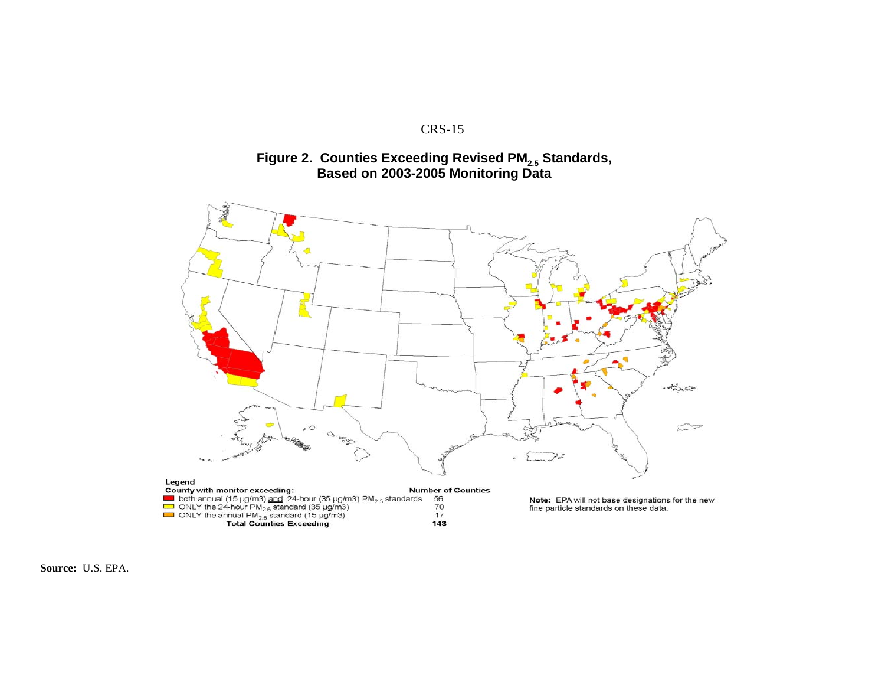**Figure 2. Counties Exceeding Revised $PM_{2.5}$ Standards, Based on 2003-2005 Monitoring Data**

**Legend**

**County with monitor exceeding:**

| | Number of Counties |
|---|---|
| both annual (15 µg/m3) and 24-hour (35 µg/m3) $PM_{2.5}$ standards | 56 |
| ONLY the 24-hour $PM_{2.5}$ standard (35 µg/m3) | 70 |
| ONLY the annual $PM_{2.5}$ standard (15 µg/m3) | 17 |
| **Total Counties Exceeding** | **143** |

**Note:** EPA will not base designations for the new fine particle standards on these data.

**Source:** U.S. EPA.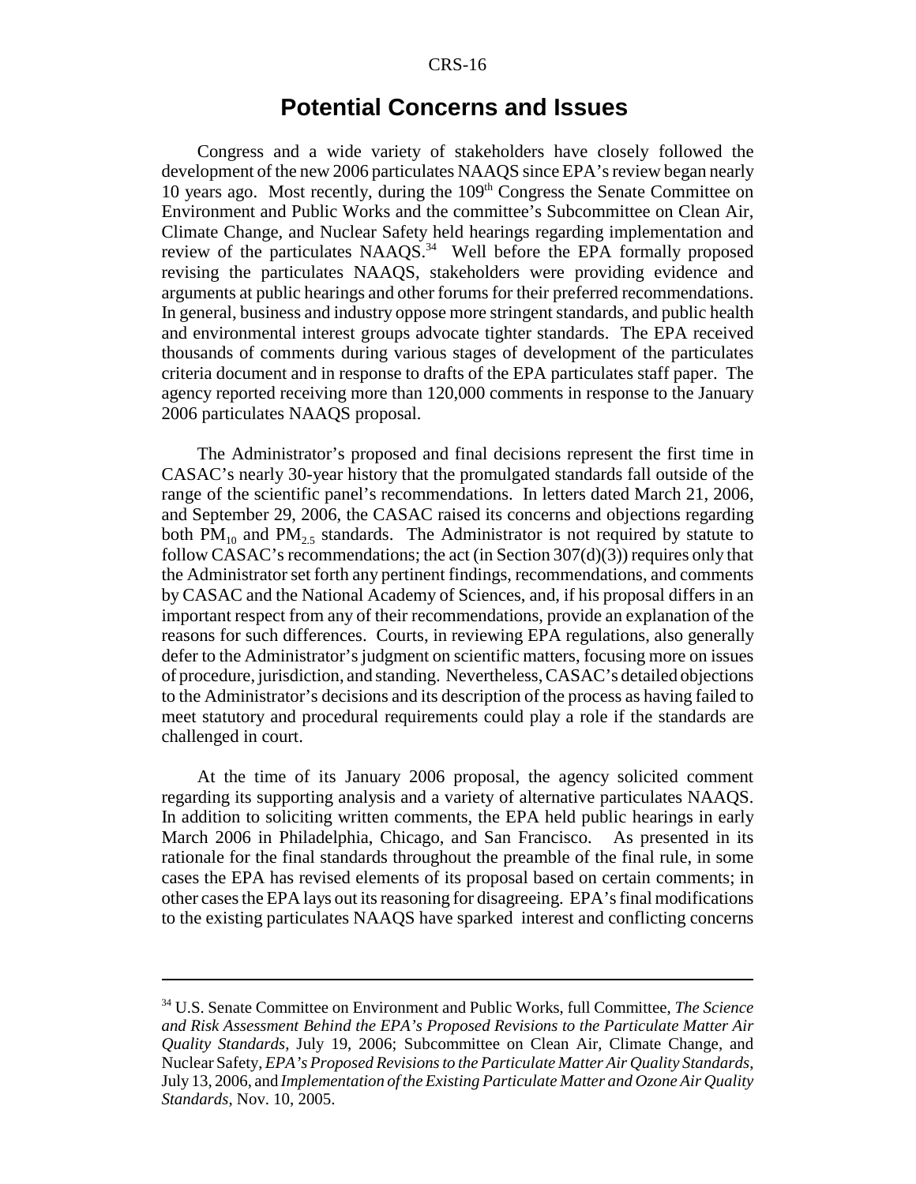## Potential Concerns and Issues

Congress and a wide variety of stakeholders have closely followed the development of the new 2006 particulates NAAQS since EPA's review began nearly 10 years ago. Most recently, during the 109th Congress the Senate Committee on Environment and Public Works and the committee's Subcommittee on Clean Air, Climate Change, and Nuclear Safety held hearings regarding implementation and review of the particulates NAAQS.[34] Well before the EPA formally proposed revising the particulates NAAQS, stakeholders were providing evidence and arguments at public hearings and other forums for their preferred recommendations. In general, business and industry oppose more stringent standards, and public health and environmental interest groups advocate tighter standards. The EPA received thousands of comments during various stages of development of the particulates criteria document and in response to drafts of the EPA particulates staff paper. The agency reported receiving more than 120,000 comments in response to the January 2006 particulates NAAQS proposal.

The Administrator's proposed and final decisions represent the first time in CASAC's nearly 30-year history that the promulgated standards fall outside of the range of the scientific panel's recommendations. In letters dated March 21, 2006, and September 29, 2006, the CASAC raised its concerns and objections regarding both $PM_{10}$ and $PM_{2.5}$ standards. The Administrator is not required by statute to follow CASAC's recommendations; the act (in Section 307(d)(3)) requires only that the Administrator set forth any pertinent findings, recommendations, and comments by CASAC and the National Academy of Sciences, and, if his proposal differs in an important respect from any of their recommendations, provide an explanation of the reasons for such differences. Courts, in reviewing EPA regulations, also generally defer to the Administrator's judgment on scientific matters, focusing more on issues of procedure, jurisdiction, and standing. Nevertheless, CASAC's detailed objections to the Administrator's decisions and its description of the process as having failed to meet statutory and procedural requirements could play a role if the standards are challenged in court.

At the time of its January 2006 proposal, the agency solicited comment regarding its supporting analysis and a variety of alternative particulates NAAQS. In addition to soliciting written comments, the EPA held public hearings in early March 2006 in Philadelphia, Chicago, and San Francisco. As presented in its rationale for the final standards throughout the preamble of the final rule, in some cases the EPA has revised elements of its proposal based on certain comments; in other cases the EPA lays out its reasoning for disagreeing. EPA's final modifications to the existing particulates NAAQS have sparked interest and conflicting concerns

---

[34] U.S. Senate Committee on Environment and Public Works, full Committee, *The Science and Risk Assessment Behind the EPA's Proposed Revisions to the Particulate Matter Air Quality Standards*, July 19, 2006; Subcommittee on Clean Air, Climate Change, and Nuclear Safety, *EPA's Proposed Revisions to the Particulate Matter Air Quality Standards*, July 13, 2006, and *Implementation of the Existing Particulate Matter and Ozone Air Quality Standards*, Nov. 10, 2005.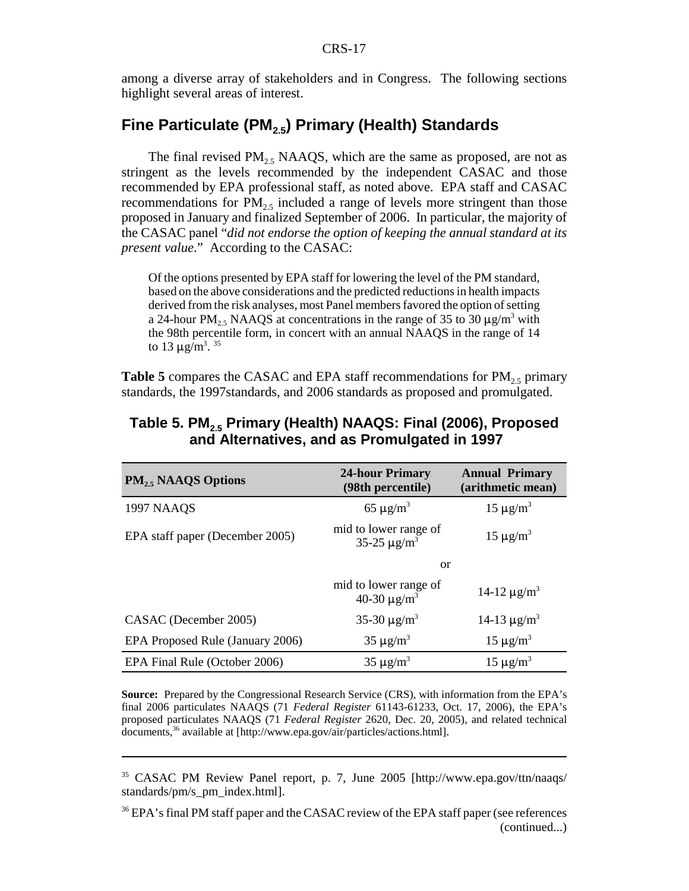among a diverse array of stakeholders and in Congress. The following sections highlight several areas of interest.

## Fine Particulate ($PM_{2.5}$) Primary (Health) Standards

The final revised $PM_{2.5}$ NAAQS, which are the same as proposed, are not as stringent as the levels recommended by the independent CASAC and those recommended by EPA professional staff, as noted above. EPA staff and CASAC recommendations for $PM_{2.5}$ included a range of levels more stringent than those proposed in January and finalized September of 2006. In particular, the majority of the CASAC panel "*did not endorse the option of keeping the annual standard at its present value*." According to the CASAC:

> Of the options presented by EPA staff for lowering the level of the PM standard, based on the above considerations and the predicted reductions in health impacts derived from the risk analyses, most Panel members favored the option of setting a 24-hour $PM_{2.5}$ NAAQS at concentrations in the range of 35 to 30 $\mu g/m^3$ with the 98th percentile form, in concert with an annual NAAQS in the range of 14 to 13 $\mu g/m^3$. [35]

**Table 5** compares the CASAC and EPA staff recommendations for $PM_{2.5}$ primary standards, the 1997standards, and 2006 standards as proposed and promulgated.

### Table 5. $PM_{2.5}$ Primary (Health) NAAQS: Final (2006), Proposed and Alternatives, and as Promulgated in 1997

| $PM_{2.5}$ NAAQS Options | 24-hour Primary (98th percentile) | Annual Primary (arithmetic mean) |
|---|---|---|
| 1997 NAAQS | 65 $\mu g/m^3$ | 15 $\mu g/m^3$ |
| EPA staff paper (December 2005) | mid to lower range of 35-25 $\mu g/m^3$ | 15 $\mu g/m^3$ |
| | or | |
| | mid to lower range of 40-30 $\mu g/m^3$ | 14-12 $\mu g/m^3$ |
| CASAC (December 2005) | 35-30 $\mu g/m^3$ | 14-13 $\mu g/m^3$ |
| EPA Proposed Rule (January 2006) | 35 $\mu g/m^3$ | 15 $\mu g/m^3$ |
| EPA Final Rule (October 2006) | 35 $\mu g/m^3$ | 15 $\mu g/m^3$ |

**Source:** Prepared by the Congressional Research Service (CRS), with information from the EPA's final 2006 particulates NAAQS (71 *Federal Register* 61143-61233, Oct. 17, 2006), the EPA's proposed particulates NAAQS (71 *Federal Register* 2620, Dec. 20, 2005), and related technical documents,[36] available at [http://www.epa.gov/air/particles/actions.html].

---

[35] CASAC PM Review Panel report, p. 7, June 2005 [http://www.epa.gov/ttn/naaqs/standards/pm/s_pm_index.html].

[36] EPA's final PM staff paper and the CASAC review of the EPA staff paper (see references (continued...)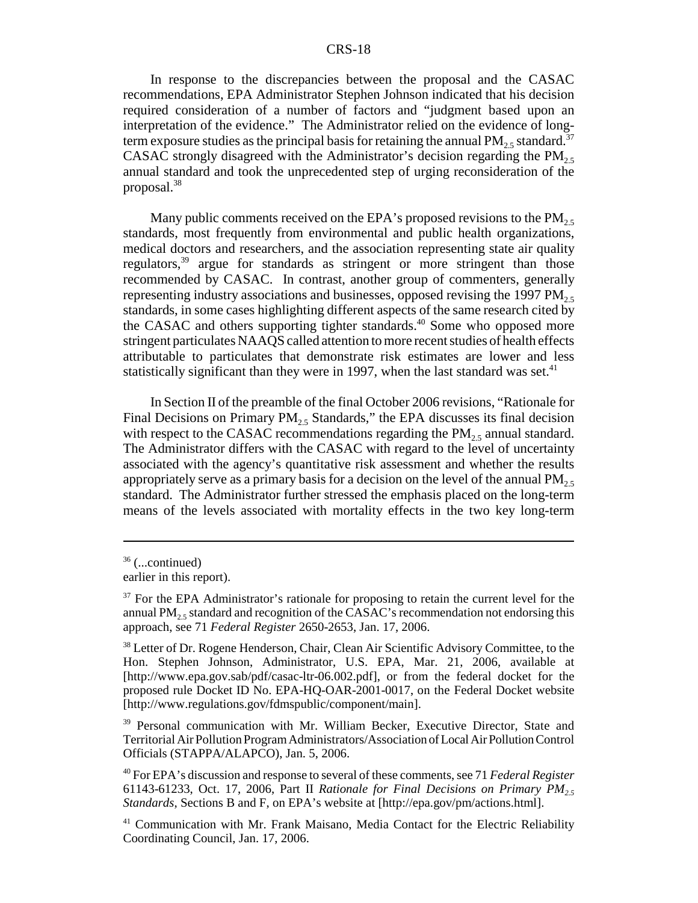In response to the discrepancies between the proposal and the CASAC recommendations, EPA Administrator Stephen Johnson indicated that his decision required consideration of a number of factors and "judgment based upon an interpretation of the evidence." The Administrator relied on the evidence of long-term exposure studies as the principal basis for retaining the annual $PM_{2.5}$ standard.[37] CASAC strongly disagreed with the Administrator's decision regarding the $PM_{2.5}$ annual standard and took the unprecedented step of urging reconsideration of the proposal.[38]

Many public comments received on the EPA's proposed revisions to the $PM_{2.5}$ standards, most frequently from environmental and public health organizations, medical doctors and researchers, and the association representing state air quality regulators,[39] argue for standards as stringent or more stringent than those recommended by CASAC. In contrast, another group of commenters, generally representing industry associations and businesses, opposed revising the 1997 $PM_{2.5}$ standards, in some cases highlighting different aspects of the same research cited by the CASAC and others supporting tighter standards.[40] Some who opposed more stringent particulates NAAQS called attention to more recent studies of health effects attributable to particulates that demonstrate risk estimates are lower and less statistically significant than they were in 1997, when the last standard was set.[41]

In Section II of the preamble of the final October 2006 revisions, "Rationale for Final Decisions on Primary $PM_{2.5}$ Standards," the EPA discusses its final decision with respect to the CASAC recommendations regarding the $PM_{2.5}$ annual standard. The Administrator differs with the CASAC with regard to the level of uncertainty associated with the agency's quantitative risk assessment and whether the results appropriately serve as a primary basis for a decision on the level of the annual $PM_{2.5}$ standard. The Administrator further stressed the emphasis placed on the long-term means of the levels associated with mortality effects in the two key long-term

---

[36] (...continued) earlier in this report).

[37] For the EPA Administrator's rationale for proposing to retain the current level for the annual $PM_{2.5}$ standard and recognition of the CASAC's recommendation not endorsing this approach, see 71 *Federal Register* 2650-2653, Jan. 17, 2006.

[38] Letter of Dr. Rogene Henderson, Chair, Clean Air Scientific Advisory Committee, to the Hon. Stephen Johnson, Administrator, U.S. EPA, Mar. 21, 2006, available at [http://www.epa.gov.sab/pdf/casac-ltr-06.002.pdf], or from the federal docket for the proposed rule Docket ID No. EPA-HQ-OAR-2001-0017, on the Federal Docket website [http://www.regulations.gov/fdmspublic/component/main].

[39] Personal communication with Mr. William Becker, Executive Director, State and Territorial Air Pollution Program Administrators/Association of Local Air Pollution Control Officials (STAPPA/ALAPCO), Jan. 5, 2006.

[40] For EPA's discussion and response to several of these comments, see 71 *Federal Register* 61143-61233, Oct. 17, 2006, Part II *Rationale for Final Decisions on Primary $PM_{2.5}$ Standards*, Sections B and F, on EPA's website at [http://epa.gov/pm/actions.html].

[41] Communication with Mr. Frank Maisano, Media Contact for the Electric Reliability Coordinating Council, Jan. 17, 2006.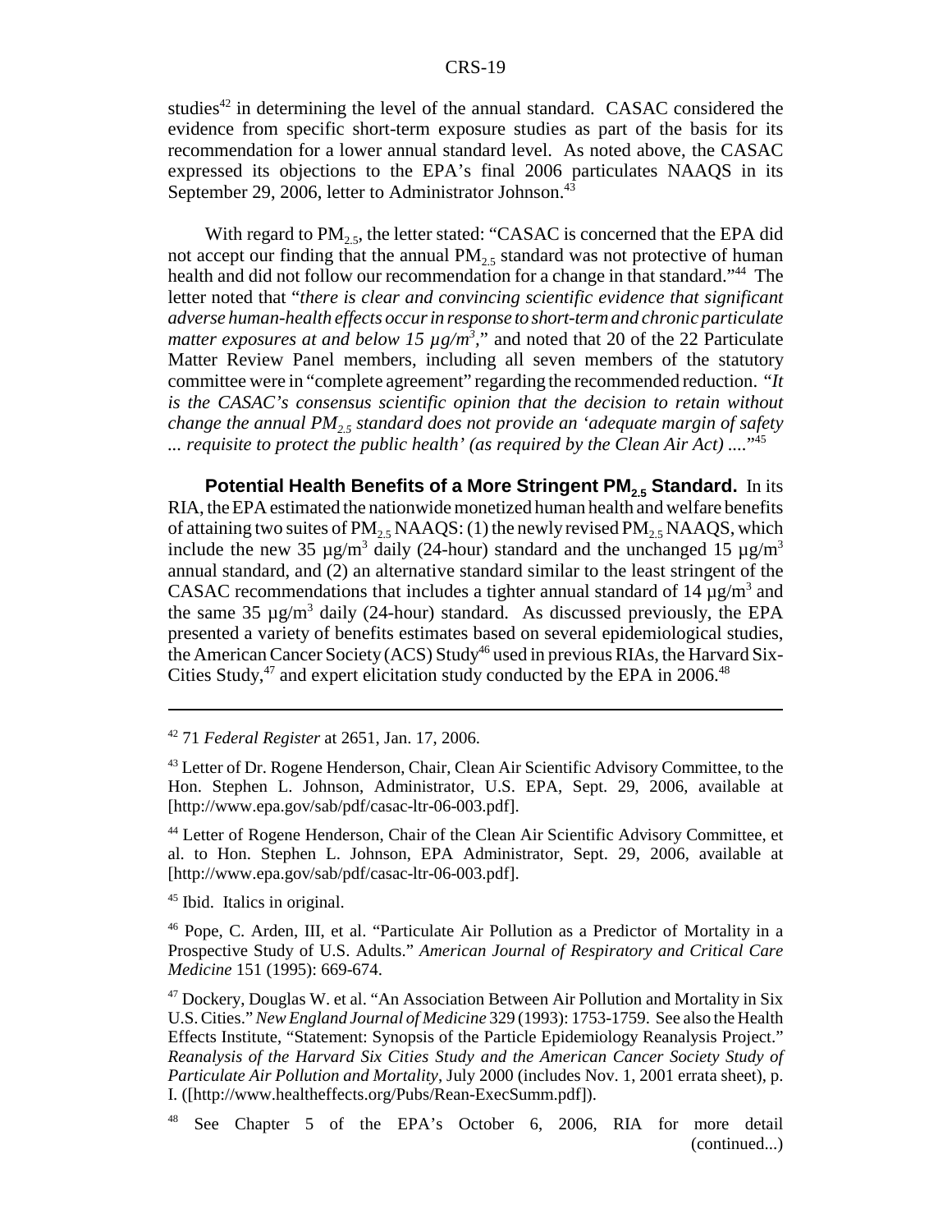studies[42] in determining the level of the annual standard. CASAC considered the evidence from specific short-term exposure studies as part of the basis for its recommendation for a lower annual standard level. As noted above, the CASAC expressed its objections to the EPA's final 2006 particulates NAAQS in its September 29, 2006, letter to Administrator Johnson.[43]

With regard to $PM_{2.5}$, the letter stated: "CASAC is concerned that the EPA did not accept our finding that the annual $PM_{2.5}$ standard was not protective of human health and did not follow our recommendation for a change in that standard."[44] The letter noted that "*there is clear and convincing scientific evidence that significant adverse human-health effects occur in response to short-term and chronic particulate matter exposures at and below 15 µg/m³*," and noted that 20 of the 22 Particulate Matter Review Panel members, including all seven members of the statutory committee were in "complete agreement" regarding the recommended reduction. "*It is the CASAC's consensus scientific opinion that the decision to retain without change the annual $PM_{2.5}$ standard does not provide an 'adequate margin of safety ... requisite to protect the public health' (as required by the Clean Air Act) ....*"[45]

**Potential Health Benefits of a More Stringent $PM_{2.5}$ Standard.** In its RIA, the EPA estimated the nationwide monetized human health and welfare benefits of attaining two suites of $PM_{2.5}$ NAAQS: (1) the newly revised $PM_{2.5}$ NAAQS, which include the new 35 µg/m³ daily (24-hour) standard and the unchanged 15 µg/m³ annual standard, and (2) an alternative standard similar to the least stringent of the CASAC recommendations that includes a tighter annual standard of 14 µg/m³ and the same 35 µg/m³ daily (24-hour) standard. As discussed previously, the EPA presented a variety of benefits estimates based on several epidemiological studies, the American Cancer Society (ACS) Study[46] used in previous RIAs, the Harvard Six-Cities Study,[47] and expert elicitation study conducted by the EPA in 2006.[48]

---

[42] 71 *Federal Register* at 2651, Jan. 17, 2006.

[43] Letter of Dr. Rogene Henderson, Chair, Clean Air Scientific Advisory Committee, to the Hon. Stephen L. Johnson, Administrator, U.S. EPA, Sept. 29, 2006, available at [http://www.epa.gov/sab/pdf/casac-ltr-06-003.pdf].

[44] Letter of Rogene Henderson, Chair of the Clean Air Scientific Advisory Committee, et al. to Hon. Stephen L. Johnson, EPA Administrator, Sept. 29, 2006, available at [http://www.epa.gov/sab/pdf/casac-ltr-06-003.pdf].

[45] Ibid. Italics in original.

[46] Pope, C. Arden, III, et al. "Particulate Air Pollution as a Predictor of Mortality in a Prospective Study of U.S. Adults." *American Journal of Respiratory and Critical Care Medicine* 151 (1995): 669-674.

[47] Dockery, Douglas W. et al. "An Association Between Air Pollution and Mortality in Six U.S. Cities." *New England Journal of Medicine* 329 (1993): 1753-1759. See also the Health Effects Institute, "Statement: Synopsis of the Particle Epidemiology Reanalysis Project." *Reanalysis of the Harvard Six Cities Study and the American Cancer Society Study of Particulate Air Pollution and Mortality*, July 2000 (includes Nov. 1, 2001 errata sheet), p. I. ([http://www.healtheffects.org/Pubs/Rean-ExecSumm.pdf]).

[48] See Chapter 5 of the EPA's October 6, 2006, RIA for more detail (continued...)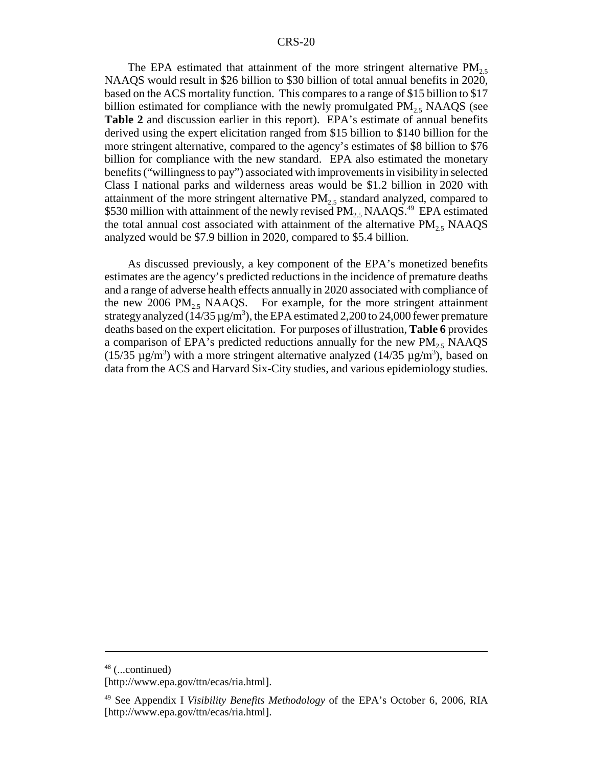The EPA estimated that attainment of the more stringent alternative $PM_{2.5}$ NAAQS would result in \$26 billion to \$30 billion of total annual benefits in 2020, based on the ACS mortality function. This compares to a range of \$15 billion to \$17 billion estimated for compliance with the newly promulgated $PM_{2.5}$ NAAQS (see **Table 2** and discussion earlier in this report). EPA's estimate of annual benefits derived using the expert elicitation ranged from \$15 billion to \$140 billion for the more stringent alternative, compared to the agency's estimates of \$8 billion to \$76 billion for compliance with the new standard. EPA also estimated the monetary benefits ("willingness to pay") associated with improvements in visibility in selected Class I national parks and wilderness areas would be \$1.2 billion in 2020 with attainment of the more stringent alternative $PM_{2.5}$ standard analyzed, compared to \$530 million with attainment of the newly revised $PM_{2.5}$ NAAQS.[49] EPA estimated the total annual cost associated with attainment of the alternative $PM_{2.5}$ NAAQS analyzed would be \$7.9 billion in 2020, compared to \$5.4 billion.

As discussed previously, a key component of the EPA's monetized benefits estimates are the agency's predicted reductions in the incidence of premature deaths and a range of adverse health effects annually in 2020 associated with compliance of the new 2006 $PM_{2.5}$ NAAQS. For example, for the more stringent attainment strategy analyzed (14/35 $\mu g/m^3$), the EPA estimated 2,200 to 24,000 fewer premature deaths based on the expert elicitation. For purposes of illustration, **Table 6** provides a comparison of EPA's predicted reductions annually for the new $PM_{2.5}$ NAAQS (15/35 $\mu g/m^3$) with a more stringent alternative analyzed (14/35 $\mu g/m^3$), based on data from the ACS and Harvard Six-City studies, and various epidemiology studies.

---

[48] (...continued)
[http://www.epa.gov/ttn/ecas/ria.html].

[49] See Appendix I *Visibility Benefits Methodology* of the EPA's October 6, 2006, RIA [http://www.epa.gov/ttn/ecas/ria.html].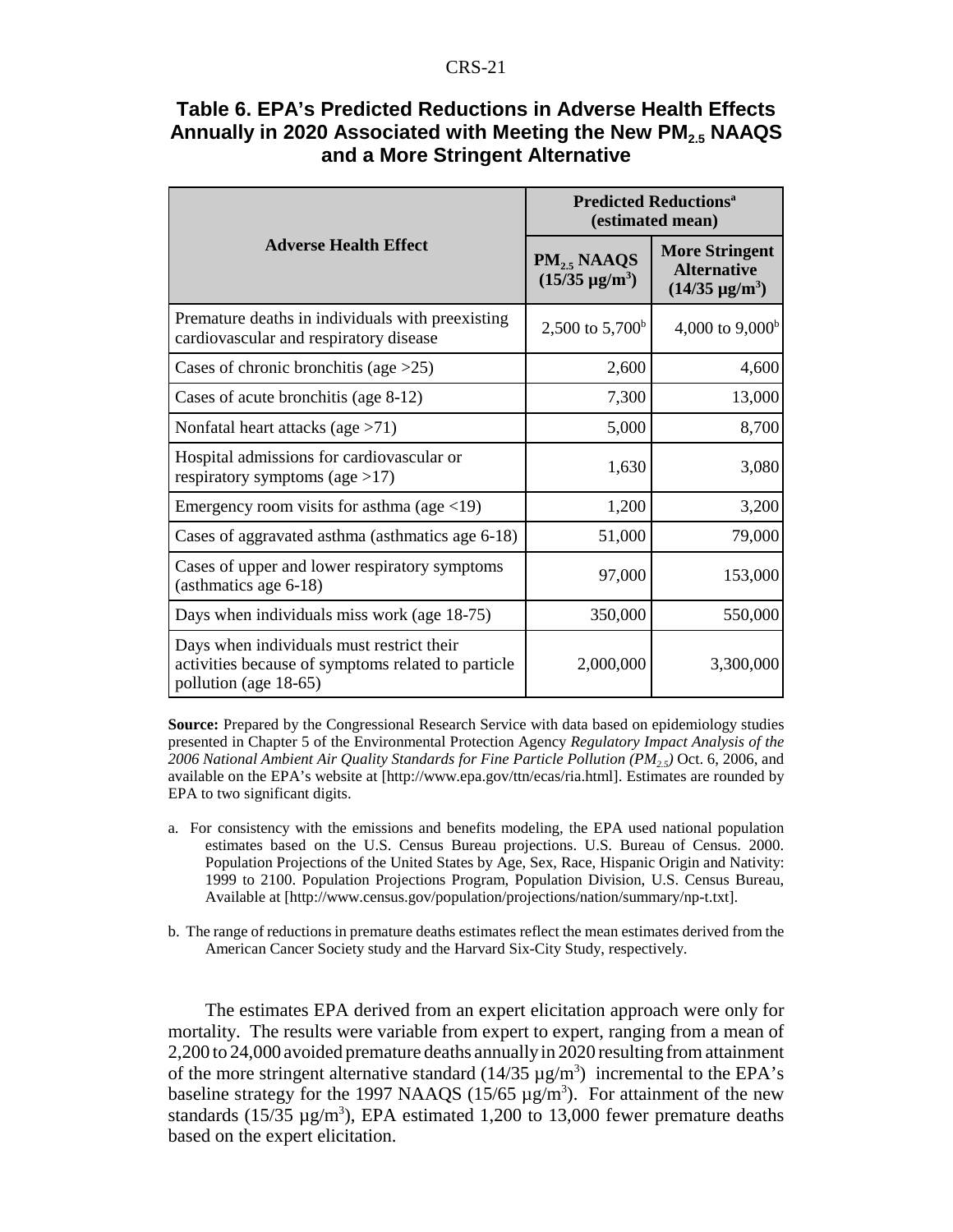### Table 6. EPA's Predicted Reductions in Adverse Health Effects Annually in 2020 Associated with Meeting the New $PM_{2.5}$ NAAQS and a More Stringent Alternative

| Adverse Health Effect | Predicted Reductions[a] (estimated mean) | |
|---|---|---|
| | $PM_{2.5}$ NAAQS (15/35 μg/m$^3$) | More Stringent Alternative (14/35 μg/m$^3$) |
| Premature deaths in individuals with preexisting cardiovascular and respiratory disease | 2,500 to 5,700[b] | 4,000 to 9,000[b] |
| Cases of chronic bronchitis (age >25) | 2,600 | 4,600 |
| Cases of acute bronchitis (age 8-12) | 7,300 | 13,000 |
| Nonfatal heart attacks (age >71) | 5,000 | 8,700 |
| Hospital admissions for cardiovascular or respiratory symptoms (age >17) | 1,630 | 3,080 |
| Emergency room visits for asthma (age <19) | 1,200 | 3,200 |
| Cases of aggravated asthma (asthmatics age 6-18) | 51,000 | 79,000 |
| Cases of upper and lower respiratory symptoms (asthmatics age 6-18) | 97,000 | 153,000 |
| Days when individuals miss work (age 18-75) | 350,000 | 550,000 |
| Days when individuals must restrict their activities because of symptoms related to particle pollution (age 18-65) | 2,000,000 | 3,300,000 |

**Source:** Prepared by the Congressional Research Service with data based on epidemiology studies presented in Chapter 5 of the Environmental Protection Agency *Regulatory Impact Analysis of the 2006 National Ambient Air Quality Standards for Fine Particle Pollution ($PM_{2.5}$)* Oct. 6, 2006, and available on the EPA's website at [http://www.epa.gov/ttn/ecas/ria.html]. Estimates are rounded by EPA to two significant digits.

a. For consistency with the emissions and benefits modeling, the EPA used national population estimates based on the U.S. Census Bureau projections. U.S. Bureau of Census. 2000. Population Projections of the United States by Age, Sex, Race, Hispanic Origin and Nativity: 1999 to 2100. Population Projections Program, Population Division, U.S. Census Bureau, Available at [http://www.census.gov/population/projections/nation/summary/np-t.txt].

b. The range of reductions in premature deaths estimates reflect the mean estimates derived from the American Cancer Society study and the Harvard Six-City Study, respectively.

The estimates EPA derived from an expert elicitation approach were only for mortality. The results were variable from expert to expert, ranging from a mean of 2,200 to 24,000 avoided premature deaths annually in 2020 resulting from attainment of the more stringent alternative standard (14/35 μg/m$^3$) incremental to the EPA's baseline strategy for the 1997 NAAQS (15/65 μg/m$^3$). For attainment of the new standards (15/35 μg/m$^3$), EPA estimated 1,200 to 13,000 fewer premature deaths based on the expert elicitation.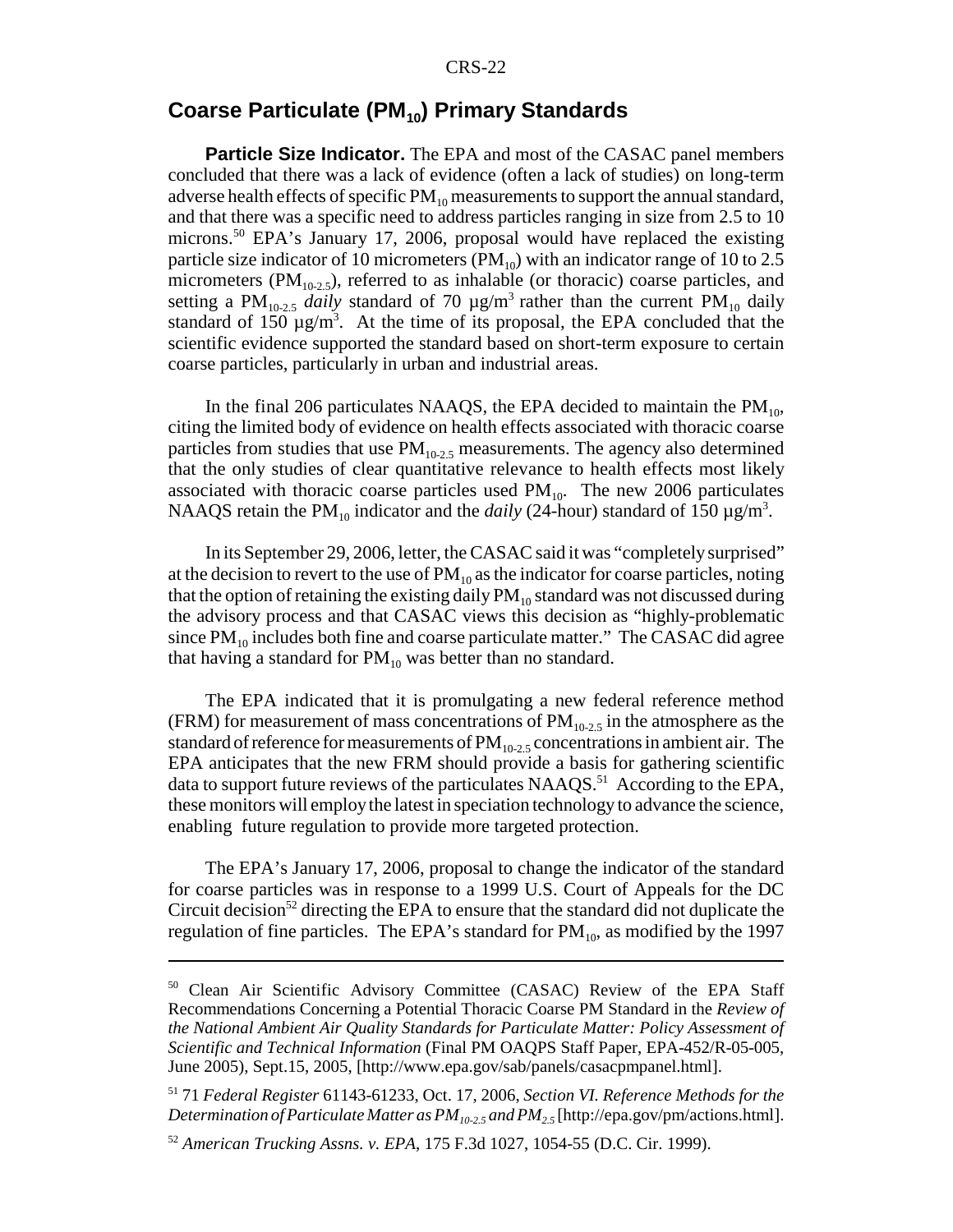## Coarse Particulate ($PM_{10}$) Primary Standards

**Particle Size Indicator.** The EPA and most of the CASAC panel members concluded that there was a lack of evidence (often a lack of studies) on long-term adverse health effects of specific $PM_{10}$ measurements to support the annual standard, and that there was a specific need to address particles ranging in size from 2.5 to 10 microns.[50] EPA's January 17, 2006, proposal would have replaced the existing particle size indicator of 10 micrometers ($PM_{10}$) with an indicator range of 10 to 2.5 micrometers ($PM_{10-2.5}$), referred to as inhalable (or thoracic) coarse particles, and setting a $PM_{10-2.5}$ *daily* standard of 70 µg/m$^3$ rather than the current $PM_{10}$ daily standard of 150 µg/m$^3$. At the time of its proposal, the EPA concluded that the scientific evidence supported the standard based on short-term exposure to certain coarse particles, particularly in urban and industrial areas.

In the final 206 particulates NAAQS, the EPA decided to maintain the $PM_{10}$, citing the limited body of evidence on health effects associated with thoracic coarse particles from studies that use $PM_{10-2.5}$ measurements. The agency also determined that the only studies of clear quantitative relevance to health effects most likely associated with thoracic coarse particles used $PM_{10}$. The new 2006 particulates NAAQS retain the $PM_{10}$ indicator and the *daily* (24-hour) standard of 150 µg/m$^3$.

In its September 29, 2006, letter, the CASAC said it was "completely surprised" at the decision to revert to the use of $PM_{10}$ as the indicator for coarse particles, noting that the option of retaining the existing daily $PM_{10}$ standard was not discussed during the advisory process and that CASAC views this decision as "highly-problematic since $PM_{10}$ includes both fine and coarse particulate matter." The CASAC did agree that having a standard for $PM_{10}$ was better than no standard.

The EPA indicated that it is promulgating a new federal reference method (FRM) for measurement of mass concentrations of $PM_{10-2.5}$ in the atmosphere as the standard of reference for measurements of $PM_{10-2.5}$ concentrations in ambient air. The EPA anticipates that the new FRM should provide a basis for gathering scientific data to support future reviews of the particulates NAAQS.[51] According to the EPA, these monitors will employ the latest in speciation technology to advance the science, enabling future regulation to provide more targeted protection.

The EPA's January 17, 2006, proposal to change the indicator of the standard for coarse particles was in response to a 1999 U.S. Court of Appeals for the DC Circuit decision[52] directing the EPA to ensure that the standard did not duplicate the regulation of fine particles. The EPA's standard for $PM_{10}$, as modified by the 1997

---

[50] Clean Air Scientific Advisory Committee (CASAC) Review of the EPA Staff Recommendations Concerning a Potential Thoracic Coarse PM Standard in the *Review of the National Ambient Air Quality Standards for Particulate Matter: Policy Assessment of Scientific and Technical Information* (Final PM OAQPS Staff Paper, EPA-452/R-05-005, June 2005), Sept.15, 2005, [http://www.epa.gov/sab/panels/casacpmpanel.html].

[51] 71 *Federal Register* 61143-61233, Oct. 17, 2006, *Section VI. Reference Methods for the Determination of Particulate Matter as $PM_{10-2.5}$ and $PM_{2.5}$* [http://epa.gov/pm/actions.html].

[52] *American Trucking Assns. v. EPA*, 175 F.3d 1027, 1054-55 (D.C. Cir. 1999).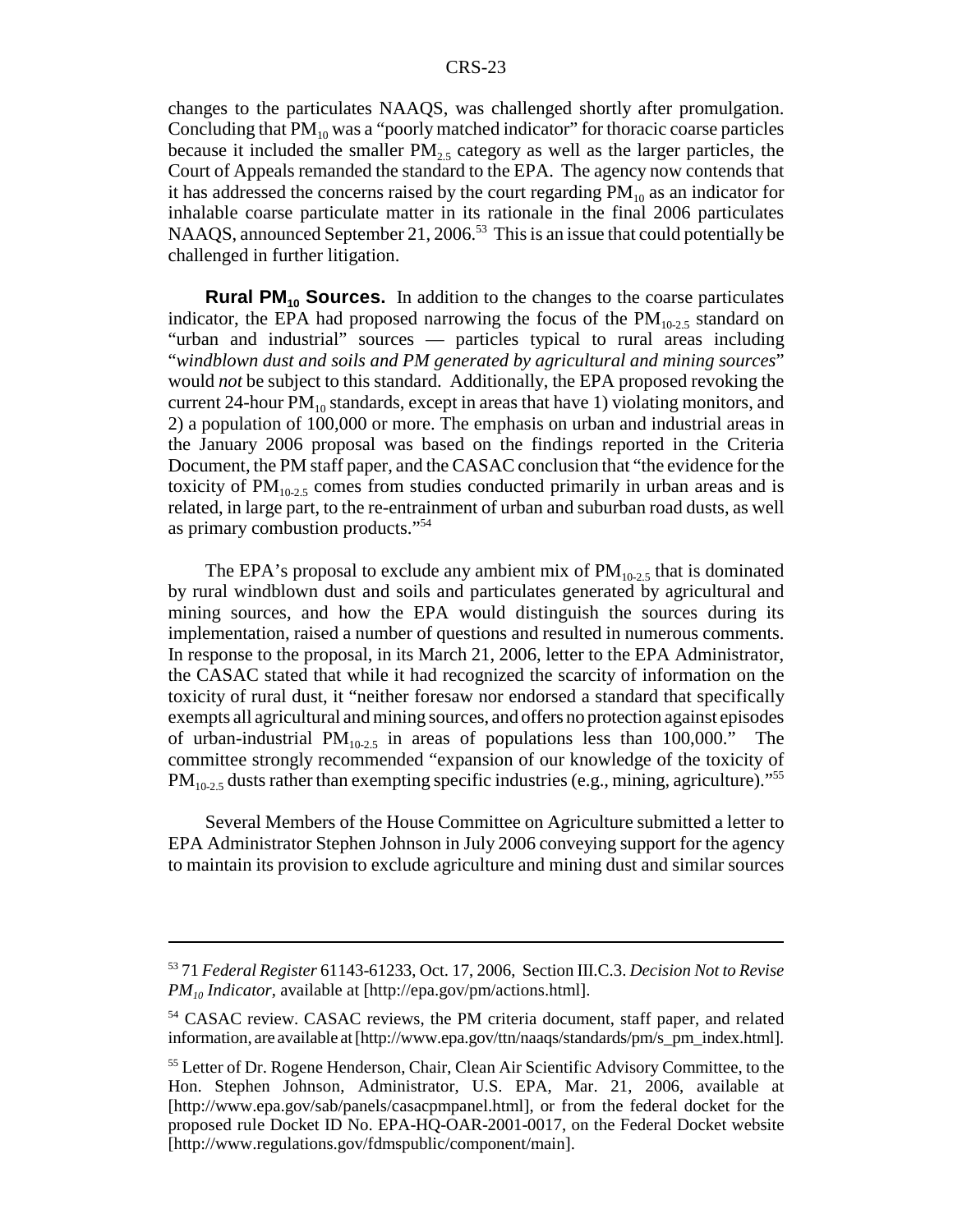changes to the particulates NAAQS, was challenged shortly after promulgation. Concluding that $PM_{10}$ was a "poorly matched indicator" for thoracic coarse particles because it included the smaller $PM_{2.5}$ category as well as the larger particles, the Court of Appeals remanded the standard to the EPA. The agency now contends that it has addressed the concerns raised by the court regarding $PM_{10}$ as an indicator for inhalable coarse particulate matter in its rationale in the final 2006 particulates NAAQS, announced September 21, 2006.[53] This is an issue that could potentially be challenged in further litigation.

**Rural $PM_{10}$ Sources.** In addition to the changes to the coarse particulates indicator, the EPA had proposed narrowing the focus of the $PM_{10-2.5}$ standard on "urban and industrial" sources — particles typical to rural areas including "*windblown dust and soils and PM generated by agricultural and mining sources*" would *not* be subject to this standard. Additionally, the EPA proposed revoking the current 24-hour $PM_{10}$ standards, except in areas that have 1) violating monitors, and 2) a population of 100,000 or more. The emphasis on urban and industrial areas in the January 2006 proposal was based on the findings reported in the Criteria Document, the PM staff paper, and the CASAC conclusion that "the evidence for the toxicity of $PM_{10-2.5}$ comes from studies conducted primarily in urban areas and is related, in large part, to the re-entrainment of urban and suburban road dusts, as well as primary combustion products."[54]

The EPA's proposal to exclude any ambient mix of $PM_{10-2.5}$ that is dominated by rural windblown dust and soils and particulates generated by agricultural and mining sources, and how the EPA would distinguish the sources during its implementation, raised a number of questions and resulted in numerous comments. In response to the proposal, in its March 21, 2006, letter to the EPA Administrator, the CASAC stated that while it had recognized the scarcity of information on the toxicity of rural dust, it "neither foresaw nor endorsed a standard that specifically exempts all agricultural and mining sources, and offers no protection against episodes of urban-industrial $PM_{10-2.5}$ in areas of populations less than 100,000." The committee strongly recommended "expansion of our knowledge of the toxicity of $PM_{10-2.5}$ dusts rather than exempting specific industries (e.g., mining, agriculture)."[55]

Several Members of the House Committee on Agriculture submitted a letter to EPA Administrator Stephen Johnson in July 2006 conveying support for the agency to maintain its provision to exclude agriculture and mining dust and similar sources

---

[53] 71 *Federal Register* 61143-61233, Oct. 17, 2006, Section III.C.3. *Decision Not to Revise $PM_{10}$ Indicator*, available at [http://epa.gov/pm/actions.html].

[54] CASAC review. CASAC reviews, the PM criteria document, staff paper, and related information, are available at [http://www.epa.gov/ttn/naaqs/standards/pm/s_pm_index.html].

[55] Letter of Dr. Rogene Henderson, Chair, Clean Air Scientific Advisory Committee, to the Hon. Stephen Johnson, Administrator, U.S. EPA, Mar. 21, 2006, available at [http://www.epa.gov/sab/panels/casacpmpanel.html], or from the federal docket for the proposed rule Docket ID No. EPA-HQ-OAR-2001-0017, on the Federal Docket website [http://www.regulations.gov/fdmspublic/component/main].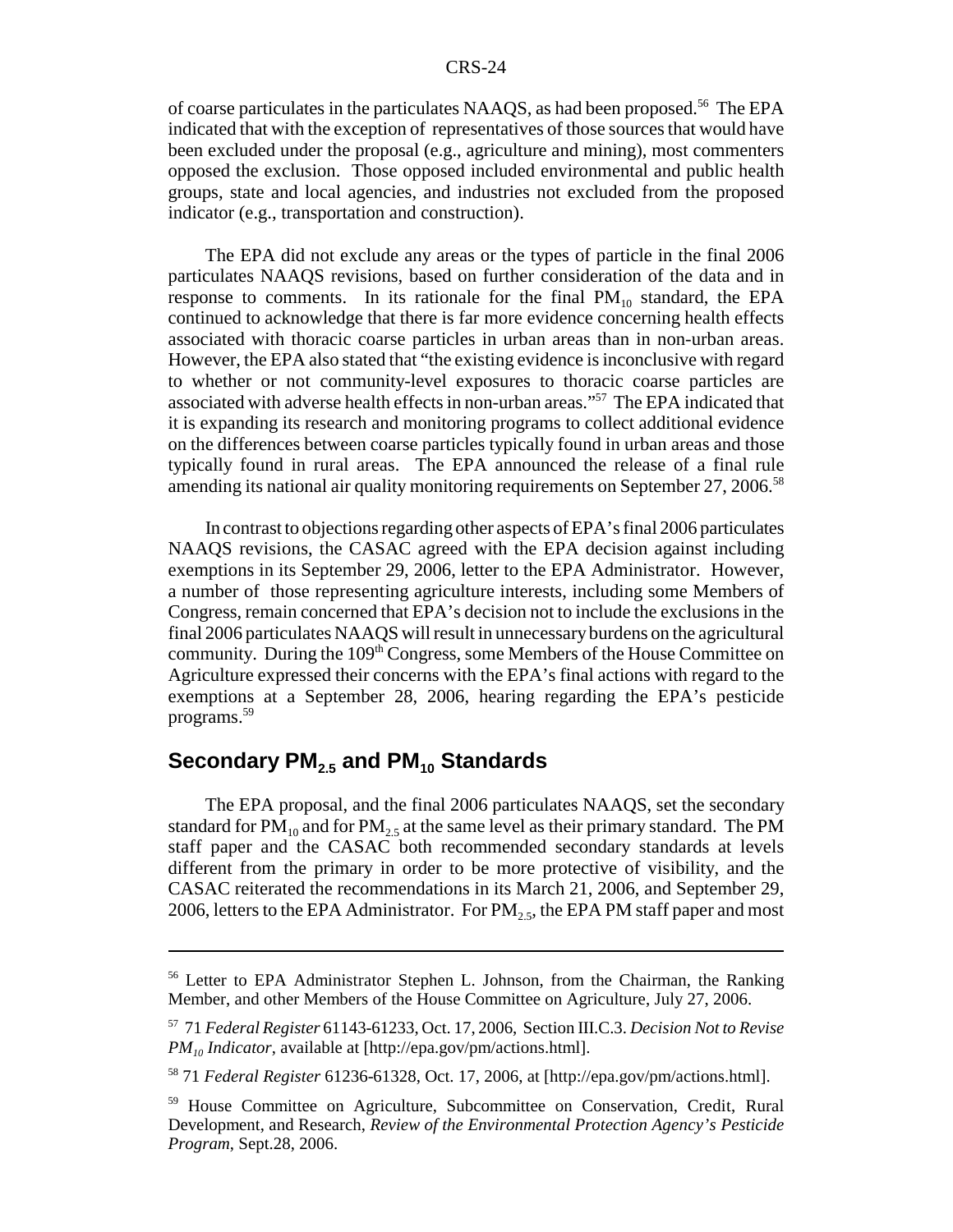of coarse particulates in the particulates NAAQS, as had been proposed.[56] The EPA indicated that with the exception of representatives of those sources that would have been excluded under the proposal (e.g., agriculture and mining), most commenters opposed the exclusion. Those opposed included environmental and public health groups, state and local agencies, and industries not excluded from the proposed indicator (e.g., transportation and construction).

The EPA did not exclude any areas or the types of particle in the final 2006 particulates NAAQS revisions, based on further consideration of the data and in response to comments. In its rationale for the final $PM_{10}$ standard, the EPA continued to acknowledge that there is far more evidence concerning health effects associated with thoracic coarse particles in urban areas than in non-urban areas. However, the EPA also stated that "the existing evidence is inconclusive with regard to whether or not community-level exposures to thoracic coarse particles are associated with adverse health effects in non-urban areas."[57] The EPA indicated that it is expanding its research and monitoring programs to collect additional evidence on the differences between coarse particles typically found in urban areas and those typically found in rural areas. The EPA announced the release of a final rule amending its national air quality monitoring requirements on September 27, 2006.[58]

In contrast to objections regarding other aspects of EPA's final 2006 particulates NAAQS revisions, the CASAC agreed with the EPA decision against including exemptions in its September 29, 2006, letter to the EPA Administrator. However, a number of those representing agriculture interests, including some Members of Congress, remain concerned that EPA's decision not to include the exclusions in the final 2006 particulates NAAQS will result in unnecessary burdens on the agricultural community. During the 109th Congress, some Members of the House Committee on Agriculture expressed their concerns with the EPA's final actions with regard to the exemptions at a September 28, 2006, hearing regarding the EPA's pesticide programs.[59]

## Secondary $PM_{2.5}$ and $PM_{10}$ Standards

The EPA proposal, and the final 2006 particulates NAAQS, set the secondary standard for $PM_{10}$ and for $PM_{2.5}$ at the same level as their primary standard. The PM staff paper and the CASAC both recommended secondary standards at levels different from the primary in order to be more protective of visibility, and the CASAC reiterated the recommendations in its March 21, 2006, and September 29, 2006, letters to the EPA Administrator. For $PM_{2.5}$, the EPA PM staff paper and most

---

[56] Letter to EPA Administrator Stephen L. Johnson, from the Chairman, the Ranking Member, and other Members of the House Committee on Agriculture, July 27, 2006.

[57] 71 *Federal Register* 61143-61233, Oct. 17, 2006, Section III.C.3. *Decision Not to Revise $PM_{10}$ Indicator*, available at [http://epa.gov/pm/actions.html].

[58] 71 *Federal Register* 61236-61328, Oct. 17, 2006, at [http://epa.gov/pm/actions.html].

[59] House Committee on Agriculture, Subcommittee on Conservation, Credit, Rural Development, and Research, *Review of the Environmental Protection Agency's Pesticide Program*, Sept.28, 2006.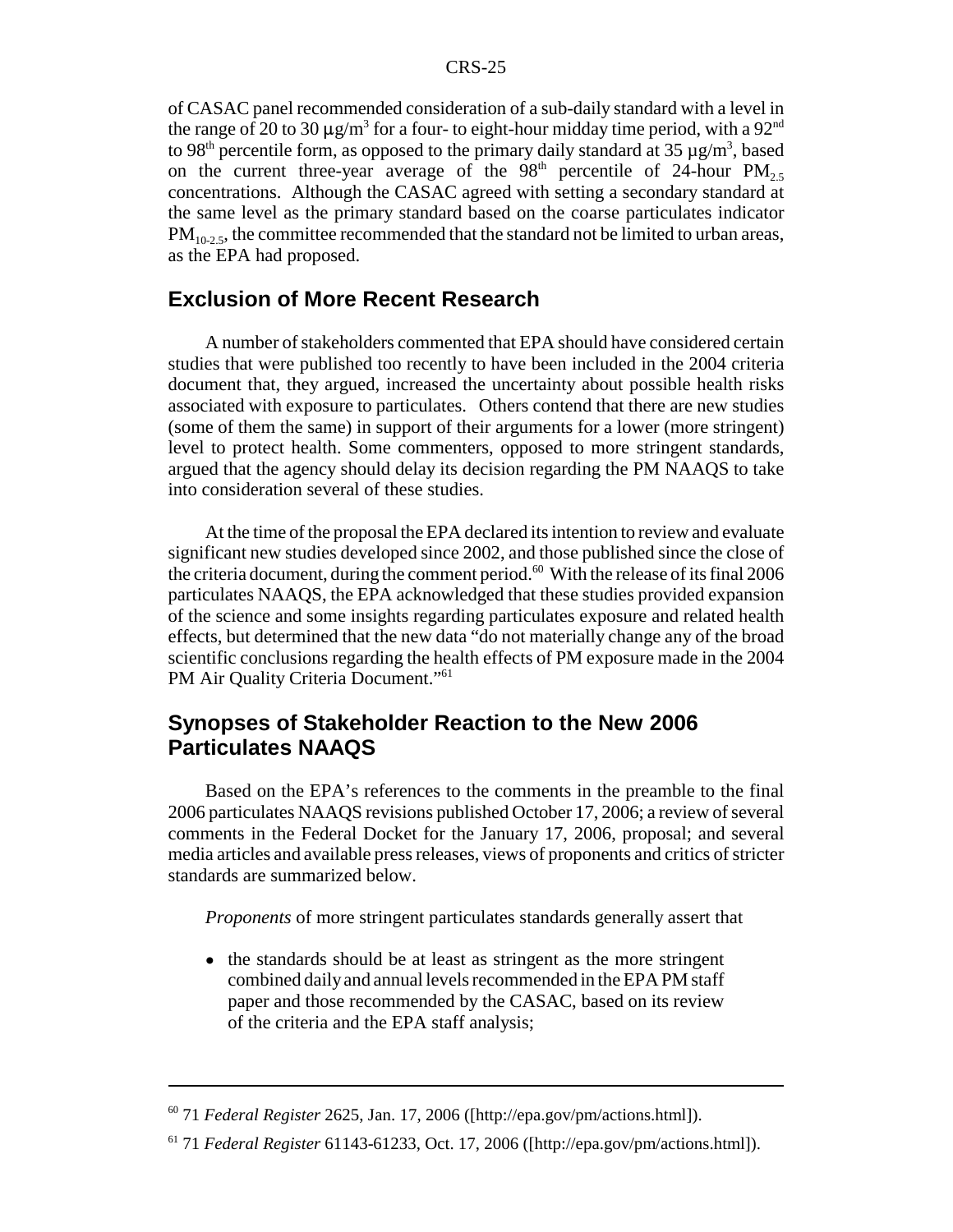of CASAC panel recommended consideration of a sub-daily standard with a level in the range of 20 to 30 $\mu g/m^3$ for a four- to eight-hour midday time period, with a $92^{nd}$ to $98^{th}$ percentile form, as opposed to the primary daily standard at 35 $\mu g/m^3$, based on the current three-year average of the $98^{th}$ percentile of 24-hour $PM_{2.5}$ concentrations. Although the CASAC agreed with setting a secondary standard at the same level as the primary standard based on the coarse particulates indicator $PM_{10-2.5}$, the committee recommended that the standard not be limited to urban areas, as the EPA had proposed.

## Exclusion of More Recent Research

A number of stakeholders commented that EPA should have considered certain studies that were published too recently to have been included in the 2004 criteria document that, they argued, increased the uncertainty about possible health risks associated with exposure to particulates. Others contend that there are new studies (some of them the same) in support of their arguments for a lower (more stringent) level to protect health. Some commenters, opposed to more stringent standards, argued that the agency should delay its decision regarding the PM NAAQS to take into consideration several of these studies.

At the time of the proposal the EPA declared its intention to review and evaluate significant new studies developed since 2002, and those published since the close of the criteria document, during the comment period.[60] With the release of its final 2006 particulates NAAQS, the EPA acknowledged that these studies provided expansion of the science and some insights regarding particulates exposure and related health effects, but determined that the new data "do not materially change any of the broad scientific conclusions regarding the health effects of PM exposure made in the 2004 PM Air Quality Criteria Document."[61]

## Synopses of Stakeholder Reaction to the New 2006 Particulates NAAQS

Based on the EPA's references to the comments in the preamble to the final 2006 particulates NAAQS revisions published October 17, 2006; a review of several comments in the Federal Docket for the January 17, 2006, proposal; and several media articles and available press releases, views of proponents and critics of stricter standards are summarized below.

*Proponents* of more stringent particulates standards generally assert that

- the standards should be at least as stringent as the more stringent combined daily and annual levels recommended in the EPA PM staff paper and those recommended by the CASAC, based on its review of the criteria and the EPA staff analysis;

---

[60] 71 *Federal Register* 2625, Jan. 17, 2006 ([http://epa.gov/pm/actions.html]).

[61] 71 *Federal Register* 61143-61233, Oct. 17, 2006 ([http://epa.gov/pm/actions.html]).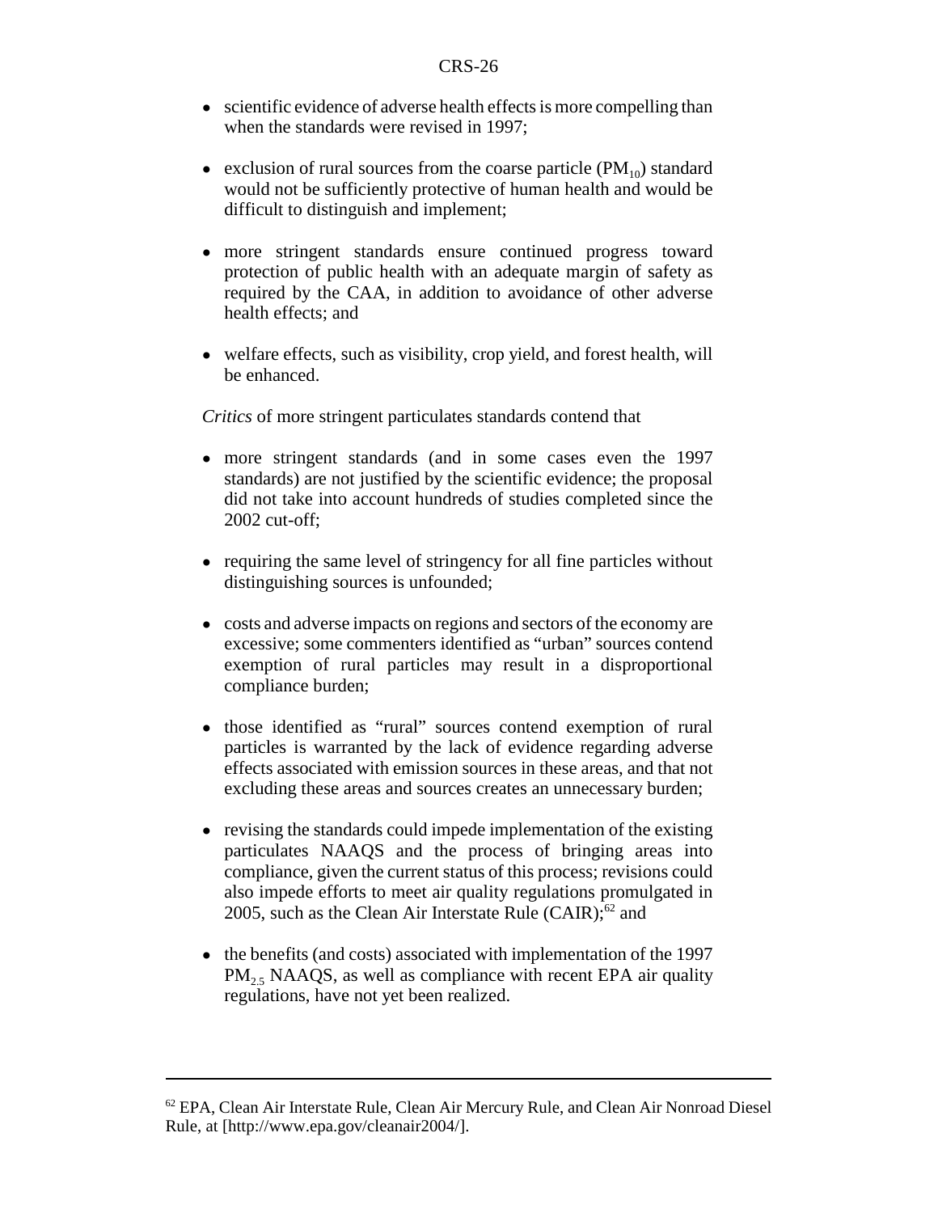- scientific evidence of adverse health effects is more compelling than when the standards were revised in 1997;
- exclusion of rural sources from the coarse particle ($PM_{10}$) standard would not be sufficiently protective of human health and would be difficult to distinguish and implement;
- more stringent standards ensure continued progress toward protection of public health with an adequate margin of safety as required by the CAA, in addition to avoidance of other adverse health effects; and
- welfare effects, such as visibility, crop yield, and forest health, will be enhanced.

*Critics* of more stringent particulates standards contend that

- more stringent standards (and in some cases even the 1997 standards) are not justified by the scientific evidence; the proposal did not take into account hundreds of studies completed since the 2002 cut-off;
- requiring the same level of stringency for all fine particles without distinguishing sources is unfounded;
- costs and adverse impacts on regions and sectors of the economy are excessive; some commenters identified as "urban" sources contend exemption of rural particles may result in a disproportional compliance burden;
- those identified as "rural" sources contend exemption of rural particles is warranted by the lack of evidence regarding adverse effects associated with emission sources in these areas, and that not excluding these areas and sources creates an unnecessary burden;
- revising the standards could impede implementation of the existing particulates NAAQS and the process of bringing areas into compliance, given the current status of this process; revisions could also impede efforts to meet air quality regulations promulgated in 2005, such as the Clean Air Interstate Rule (CAIR);[62] and
- the benefits (and costs) associated with implementation of the 1997 $PM_{2.5}$ NAAQS, as well as compliance with recent EPA air quality regulations, have not yet been realized.

---

[62] EPA, Clean Air Interstate Rule, Clean Air Mercury Rule, and Clean Air Nonroad Diesel Rule, at [http://www.epa.gov/cleanair2004/].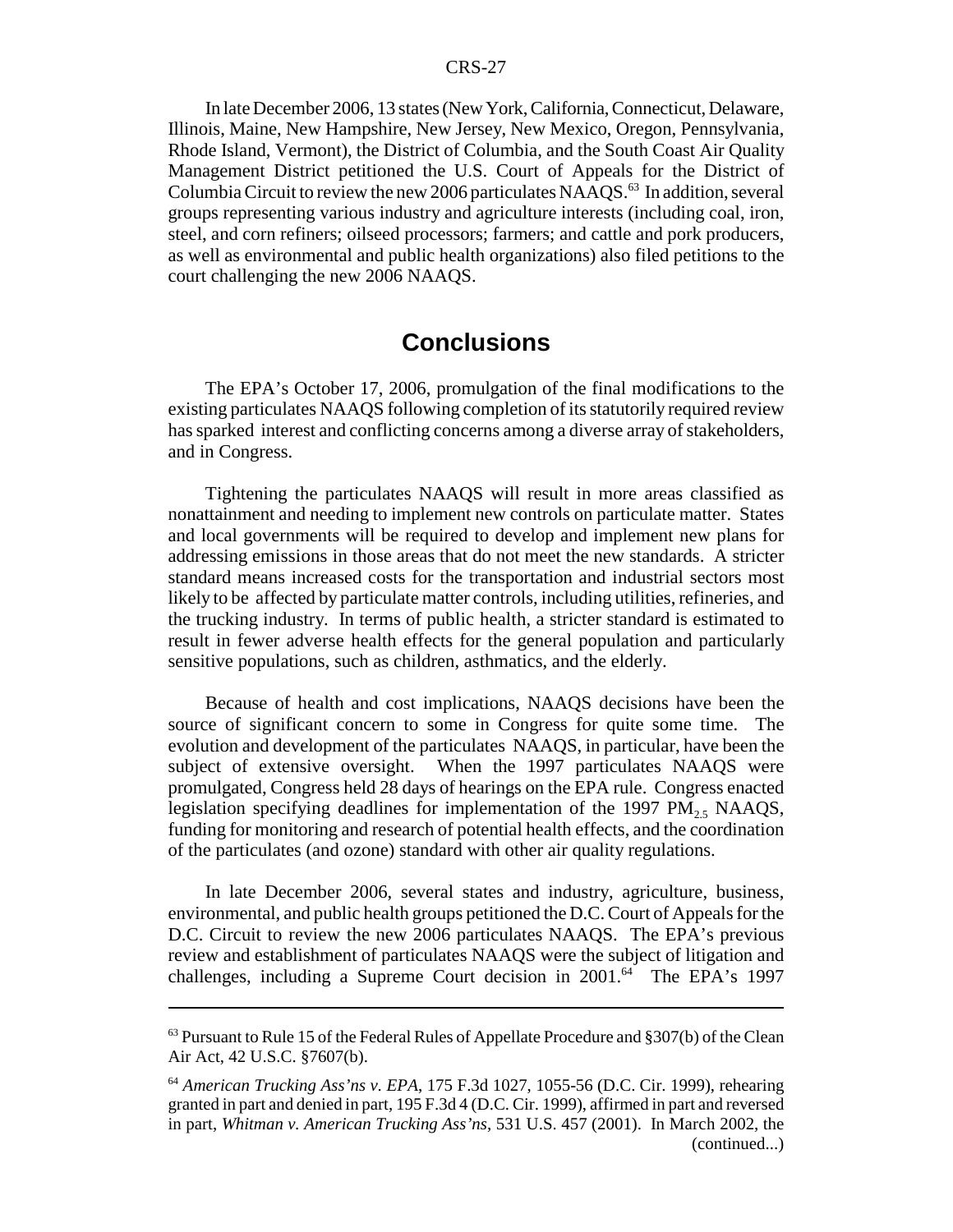In late December 2006, 13 states (New York, California, Connecticut, Delaware, Illinois, Maine, New Hampshire, New Jersey, New Mexico, Oregon, Pennsylvania, Rhode Island, Vermont), the District of Columbia, and the South Coast Air Quality Management District petitioned the U.S. Court of Appeals for the District of Columbia Circuit to review the new 2006 particulates NAAQS.[63] In addition, several groups representing various industry and agriculture interests (including coal, iron, steel, and corn refiners; oilseed processors; farmers; and cattle and pork producers, as well as environmental and public health organizations) also filed petitions to the court challenging the new 2006 NAAQS.

## Conclusions

The EPA's October 17, 2006, promulgation of the final modifications to the existing particulates NAAQS following completion of its statutorily required review has sparked interest and conflicting concerns among a diverse array of stakeholders, and in Congress.

Tightening the particulates NAAQS will result in more areas classified as nonattainment and needing to implement new controls on particulate matter. States and local governments will be required to develop and implement new plans for addressing emissions in those areas that do not meet the new standards. A stricter standard means increased costs for the transportation and industrial sectors most likely to be affected by particulate matter controls, including utilities, refineries, and the trucking industry. In terms of public health, a stricter standard is estimated to result in fewer adverse health effects for the general population and particularly sensitive populations, such as children, asthmatics, and the elderly.

Because of health and cost implications, NAAQS decisions have been the source of significant concern to some in Congress for quite some time. The evolution and development of the particulates NAAQS, in particular, have been the subject of extensive oversight. When the 1997 particulates NAAQS were promulgated, Congress held 28 days of hearings on the EPA rule. Congress enacted legislation specifying deadlines for implementation of the 1997 $PM_{2.5}$ NAAQS, funding for monitoring and research of potential health effects, and the coordination of the particulates (and ozone) standard with other air quality regulations.

In late December 2006, several states and industry, agriculture, business, environmental, and public health groups petitioned the D.C. Court of Appeals for the D.C. Circuit to review the new 2006 particulates NAAQS. The EPA's previous review and establishment of particulates NAAQS were the subject of litigation and challenges, including a Supreme Court decision in 2001.[64] The EPA's 1997

---

[63] Pursuant to Rule 15 of the Federal Rules of Appellate Procedure and §307(b) of the Clean Air Act, 42 U.S.C. §7607(b).

[64] *American Trucking Ass'ns v. EPA*, 175 F.3d 1027, 1055-56 (D.C. Cir. 1999), rehearing granted in part and denied in part, 195 F.3d 4 (D.C. Cir. 1999), affirmed in part and reversed in part, *Whitman v. American Trucking Ass'ns*, 531 U.S. 457 (2001). In March 2002, the (continued...)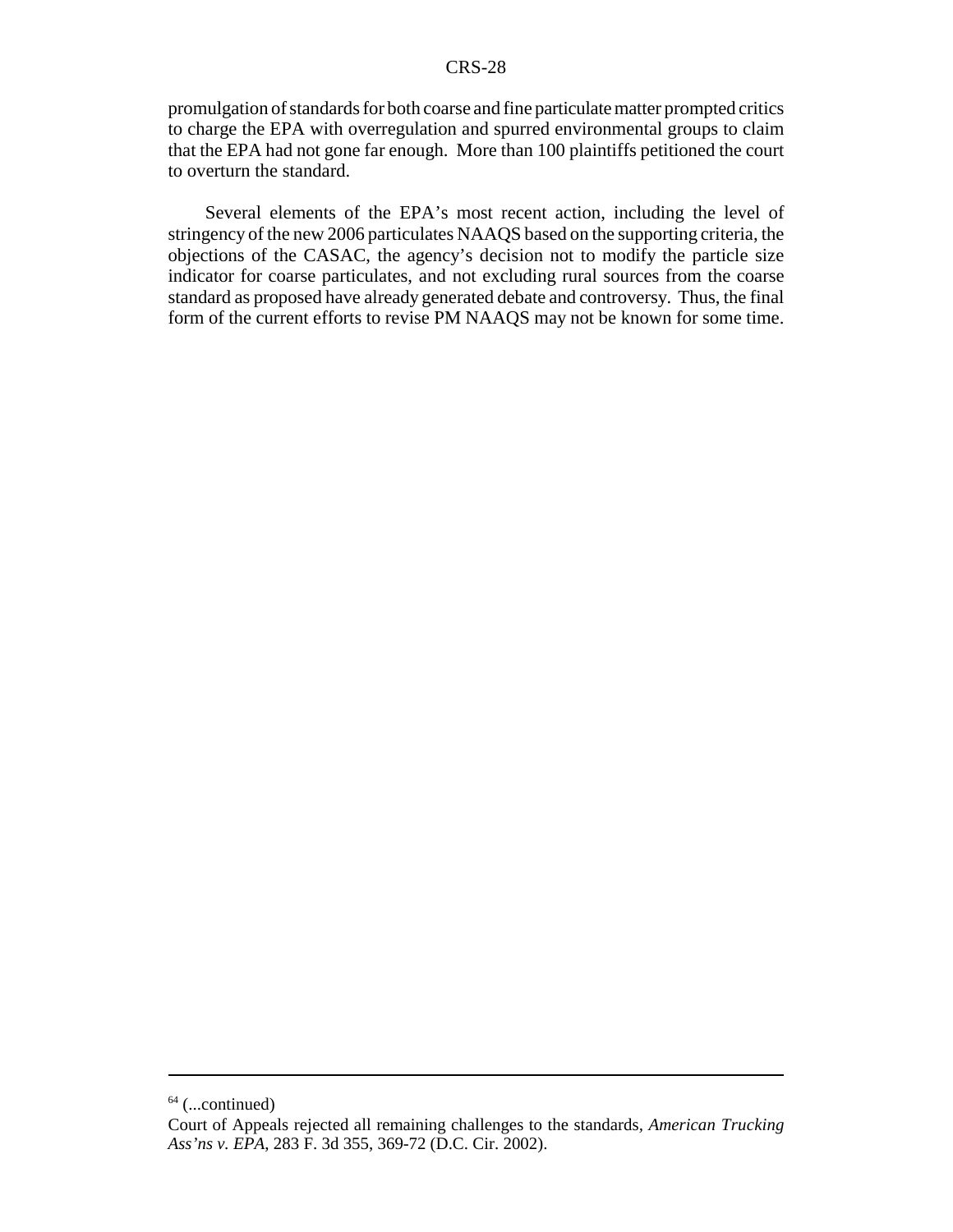promulgation of standards for both coarse and fine particulate matter prompted critics to charge the EPA with overregulation and spurred environmental groups to claim that the EPA had not gone far enough. More than 100 plaintiffs petitioned the court to overturn the standard.

Several elements of the EPA's most recent action, including the level of stringency of the new 2006 particulates NAAQS based on the supporting criteria, the objections of the CASAC, the agency's decision not to modify the particle size indicator for coarse particulates, and not excluding rural sources from the coarse standard as proposed have already generated debate and controversy. Thus, the final form of the current efforts to revise PM NAAQS may not be known for some time.

---

[64] (...continued)

Court of Appeals rejected all remaining challenges to the standards, *American Trucking Ass'ns v. EPA*, 283 F. 3d 355, 369-72 (D.C. Cir. 2002).